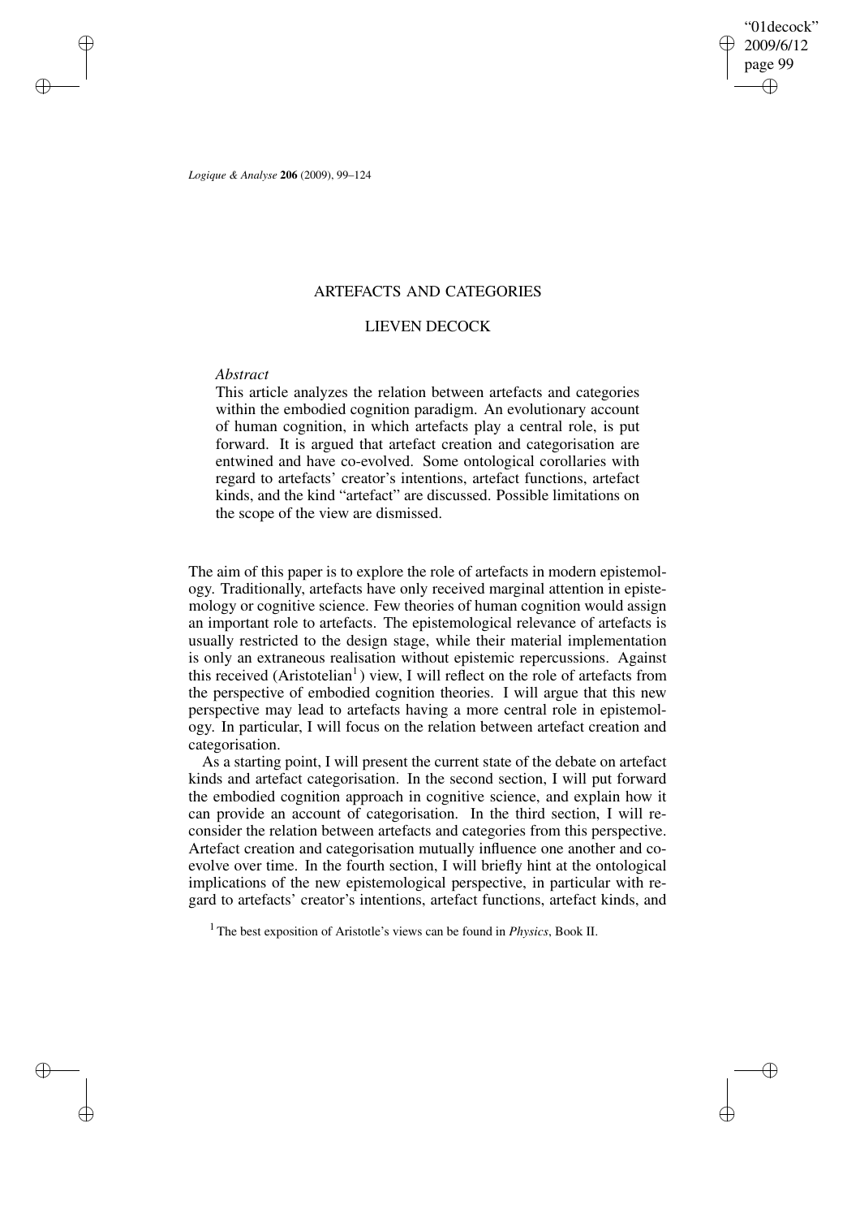# ARTEFACTS AND CATEGORIES

## LIEVEN DECOCK

*Abstract*

This article analyzes the relation between artefacts and categories within the embodied cognition paradigm. An evolutionary account of human cognition, in which artefacts play a central role, is put forward. It is argued that artefact creation and categorisation are entwined and have co-evolved. Some ontological corollaries with regard to artefacts' creator's intentions, artefact functions, artefact kinds, and the kind "artefact" are discussed. Possible limitations on the scope of the view are dismissed.

The aim of this paper is to explore the role of artefacts in modern epistemology. Traditionally, artefacts have only received marginal attention in epistemology or cognitive science. Few theories of human cognition would assign an important role to artefacts. The epistemological relevance of artefacts is usually restricted to the design stage, while their material implementation is only an extraneous realisation without epistemic repercussions. Against this received (Aristotelian[1]) view, I will reflect on the role of artefacts from the perspective of embodied cognition theories. I will argue that this new perspective may lead to artefacts having a more central role in epistemology. In particular, I will focus on the relation between artefact creation and categorisation.

As a starting point, I will present the current state of the debate on artefact kinds and artefact categorisation. In the second section, I will put forward the embodied cognition approach in cognitive science, and explain how it can provide an account of categorisation. In the third section, I will reconsider the relation between artefacts and categories from this perspective. Artefact creation and categorisation mutually influence one another and co-evolve over time. In the fourth section, I will briefly hint at the ontological implications of the new epistemological perspective, in particular with regard to artefacts' creator's intentions, artefact functions, artefact kinds, and

[1] The best exposition of Aristotle's views can be found in *Physics*, Book II.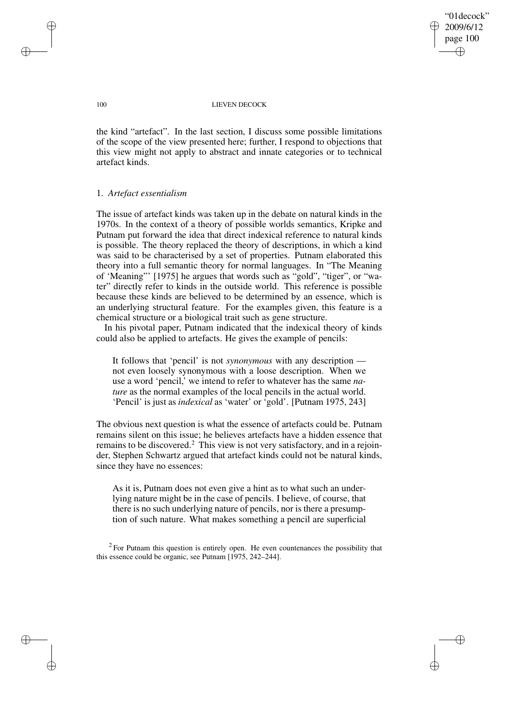the kind "artefact". In the last section, I discuss some possible limitations of the scope of the view presented here; further, I respond to objections that this view might not apply to abstract and innate categories or to technical artefact kinds.

## 1. *Artefact essentialism*

The issue of artefact kinds was taken up in the debate on natural kinds in the 1970s. In the context of a theory of possible worlds semantics, Kripke and Putnam put forward the idea that direct indexical reference to natural kinds is possible. The theory replaced the theory of descriptions, in which a kind was said to be characterised by a set of properties. Putnam elaborated this theory into a full semantic theory for normal languages. In "The Meaning of 'Meaning"' [1975] he argues that words such as "gold", "tiger", or "water" directly refer to kinds in the outside world. This reference is possible because these kinds are believed to be determined by an essence, which is an underlying structural feature. For the examples given, this feature is a chemical structure or a biological trait such as gene structure.

In his pivotal paper, Putnam indicated that the indexical theory of kinds could also be applied to artefacts. He gives the example of pencils:

> It follows that 'pencil' is not *synonymous* with any description — not even loosely synonymous with a loose description. When we use a word 'pencil,' we intend to refer to whatever has the same *nature* as the normal examples of the local pencils in the actual world. 'Pencil' is just as *indexical* as 'water' or 'gold'. [Putnam 1975, 243]

The obvious next question is what the essence of artefacts could be. Putnam remains silent on this issue; he believes artefacts have a hidden essence that remains to be discovered.[2] This view is not very satisfactory, and in a rejoinder, Stephen Schwartz argued that artefact kinds could not be natural kinds, since they have no essences:

> As it is, Putnam does not even give a hint as to what such an underlying nature might be in the case of pencils. I believe, of course, that there is no such underlying nature of pencils, nor is there a presumption of such nature. What makes something a pencil are superficial

[2] For Putnam this question is entirely open. He even countenances the possibility that this essence could be organic, see Putnam [1975, 242–244].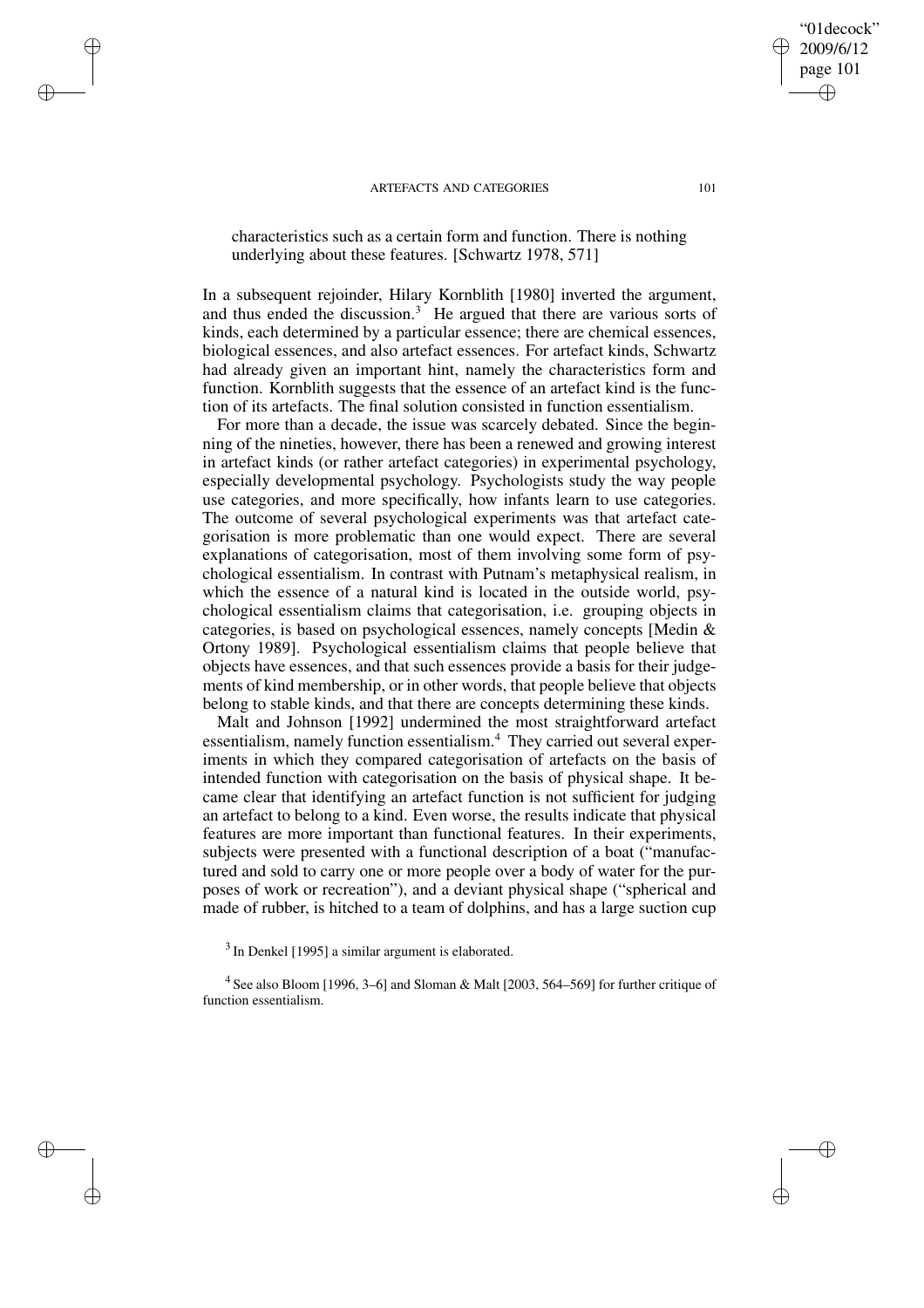characteristics such as a certain form and function. There is nothing underlying about these features. [Schwartz 1978, 571]

In a subsequent rejoinder, Hilary Kornblith [1980] inverted the argument, and thus ended the discussion.[3] He argued that there are various sorts of kinds, each determined by a particular essence; there are chemical essences, biological essences, and also artefact essences. For artefact kinds, Schwartz had already given an important hint, namely the characteristics form and function. Kornblith suggests that the essence of an artefact kind is the function of its artefacts. The final solution consisted in function essentialism.

For more than a decade, the issue was scarcely debated. Since the beginning of the nineties, however, there has been a renewed and growing interest in artefact kinds (or rather artefact categories) in experimental psychology, especially developmental psychology. Psychologists study the way people use categories, and more specifically, how infants learn to use categories. The outcome of several psychological experiments was that artefact categorisation is more problematic than one would expect. There are several explanations of categorisation, most of them involving some form of psychological essentialism. In contrast with Putnam's metaphysical realism, in which the essence of a natural kind is located in the outside world, psychological essentialism claims that categorisation, i.e. grouping objects in categories, is based on psychological essences, namely concepts [Medin & Ortony 1989]. Psychological essentialism claims that people believe that objects have essences, and that such essences provide a basis for their judgements of kind membership, or in other words, that people believe that objects belong to stable kinds, and that there are concepts determining these kinds.

Malt and Johnson [1992] undermined the most straightforward artefact essentialism, namely function essentialism.[4] They carried out several experiments in which they compared categorisation of artefacts on the basis of intended function with categorisation on the basis of physical shape. It became clear that identifying an artefact function is not sufficient for judging an artefact to belong to a kind. Even worse, the results indicate that physical features are more important than functional features. In their experiments, subjects were presented with a functional description of a boat ("manufactured and sold to carry one or more people over a body of water for the purposes of work or recreation"), and a deviant physical shape ("spherical and made of rubber, is hitched to a team of dolphins, and has a large suction cup

[3] In Denkel [1995] a similar argument is elaborated.

[4] See also Bloom [1996, 3–6] and Sloman & Malt [2003, 564–569] for further critique of function essentialism.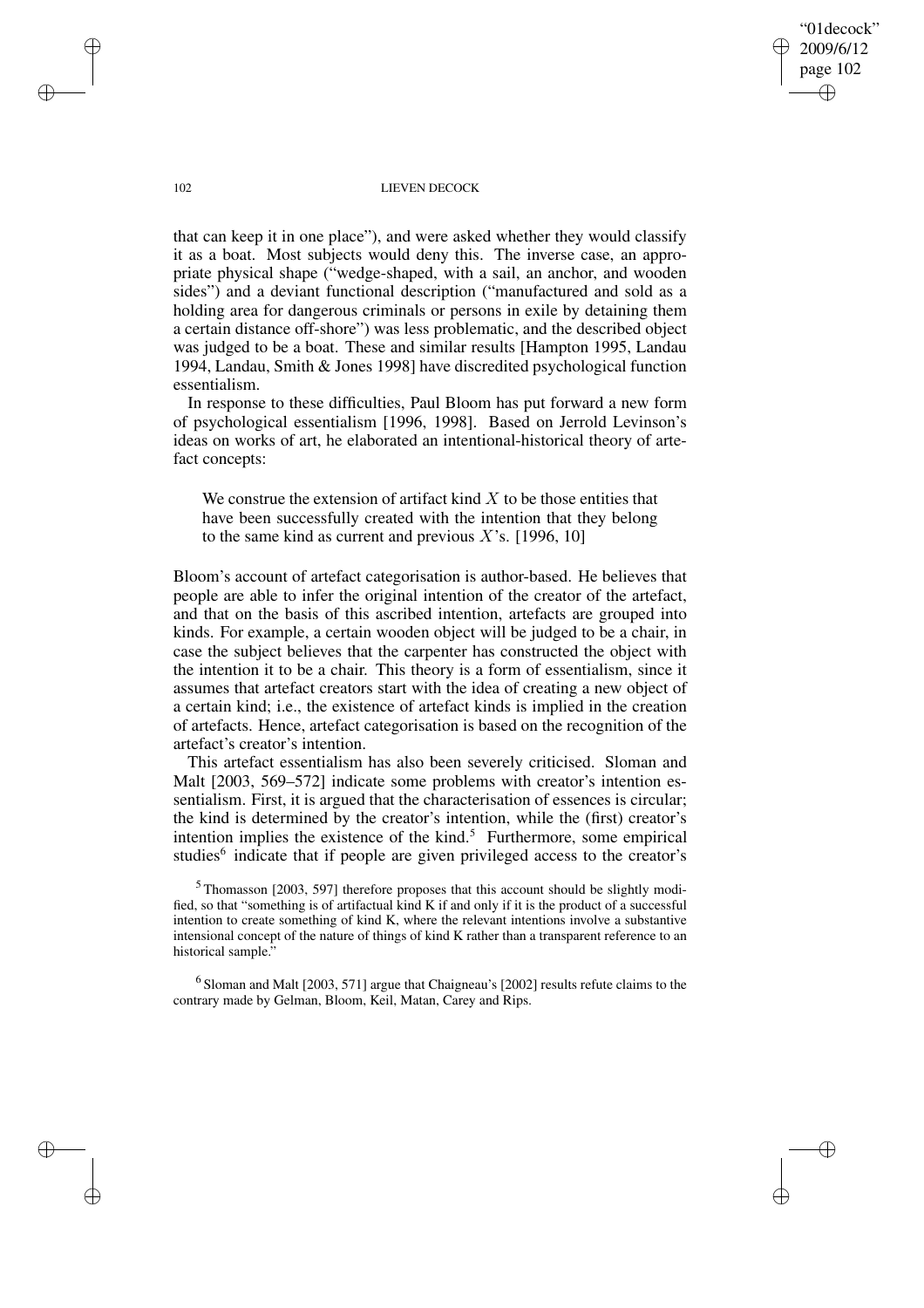that can keep it in one place"), and were asked whether they would classify it as a boat. Most subjects would deny this. The inverse case, an appropriate physical shape ("wedge-shaped, with a sail, an anchor, and wooden sides") and a deviant functional description ("manufactured and sold as a holding area for dangerous criminals or persons in exile by detaining them a certain distance off-shore") was less problematic, and the described object was judged to be a boat. These and similar results [Hampton 1995, Landau 1994, Landau, Smith & Jones 1998] have discredited psychological function essentialism.

In response to these difficulties, Paul Bloom has put forward a new form of psychological essentialism [1996, 1998]. Based on Jerrold Levinson's ideas on works of art, he elaborated an intentional-historical theory of artefact concepts:

> We construe the extension of artifact kind $X$ to be those entities that have been successfully created with the intention that they belong to the same kind as current and previous $X$'s. [1996, 10]

Bloom's account of artefact categorisation is author-based. He believes that people are able to infer the original intention of the creator of the artefact, and that on the basis of this ascribed intention, artefacts are grouped into kinds. For example, a certain wooden object will be judged to be a chair, in case the subject believes that the carpenter has constructed the object with the intention it to be a chair. This theory is a form of essentialism, since it assumes that artefact creators start with the idea of creating a new object of a certain kind; i.e., the existence of artefact kinds is implied in the creation of artefacts. Hence, artefact categorisation is based on the recognition of the artefact's creator's intention.

This artefact essentialism has also been severely criticised. Sloman and Malt [2003, 569–572] indicate some problems with creator's intention essentialism. First, it is argued that the characterisation of essences is circular; the kind is determined by the creator's intention, while the (first) creator's intention implies the existence of the kind.[5] Furthermore, some empirical studies[6] indicate that if people are given privileged access to the creator's

[5] Thomasson [2003, 597] therefore proposes that this account should be slightly modified, so that "something is of artifactual kind K if and only if it is the product of a successful intention to create something of kind K, where the relevant intentions involve a substantive intensional concept of the nature of things of kind K rather than a transparent reference to an historical sample."

[6] Sloman and Malt [2003, 571] argue that Chaigneau's [2002] results refute claims to the contrary made by Gelman, Bloom, Keil, Matan, Carey and Rips.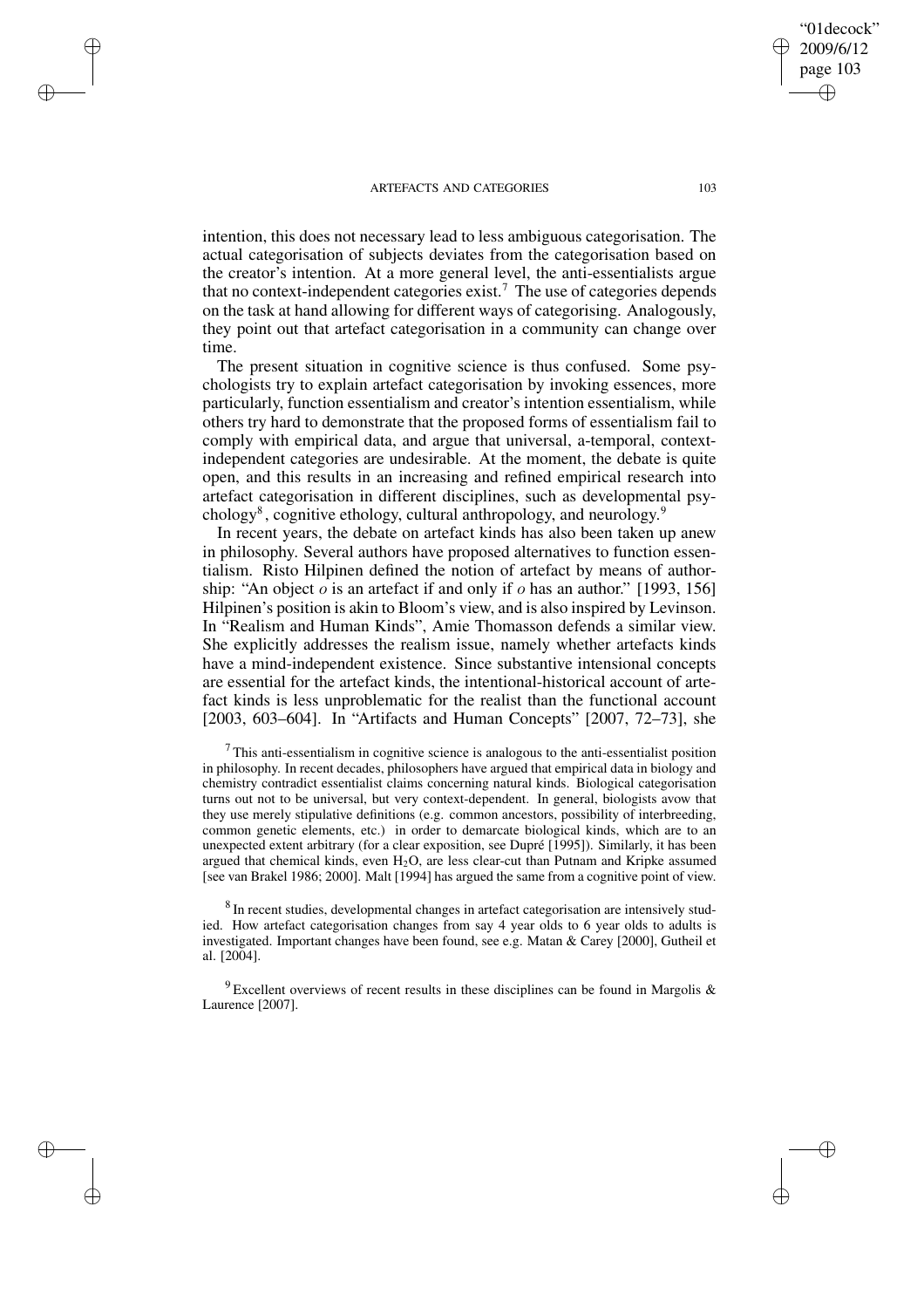intention, this does not necessary lead to less ambiguous categorisation. The actual categorisation of subjects deviates from the categorisation based on the creator's intention. At a more general level, the anti-essentialists argue that no context-independent categories exist.[7] The use of categories depends on the task at hand allowing for different ways of categorising. Analogously, they point out that artefact categorisation in a community can change over time.

The present situation in cognitive science is thus confused. Some psychologists try to explain artefact categorisation by invoking essences, more particularly, function essentialism and creator's intention essentialism, while others try hard to demonstrate that the proposed forms of essentialism fail to comply with empirical data, and argue that universal, a-temporal, context-independent categories are undesirable. At the moment, the debate is quite open, and this results in an increasing and refined empirical research into artefact categorisation in different disciplines, such as developmental psychology[8], cognitive ethology, cultural anthropology, and neurology.[9]

In recent years, the debate on artefact kinds has also been taken up anew in philosophy. Several authors have proposed alternatives to function essentialism. Risto Hilpinen defined the notion of artefact by means of authorship: "An object $o$ is an artefact if and only if $o$ has an author." [1993, 156] Hilpinen's position is akin to Bloom's view, and is also inspired by Levinson. In "Realism and Human Kinds", Amie Thomasson defends a similar view. She explicitly addresses the realism issue, namely whether artefacts kinds have a mind-independent existence. Since substantive intensional concepts are essential for the artefact kinds, the intentional-historical account of artefact kinds is less unproblematic for the realist than the functional account [2003, 603–604]. In "Artifacts and Human Concepts" [2007, 72–73], she

[7] This anti-essentialism in cognitive science is analogous to the anti-essentialist position in philosophy. In recent decades, philosophers have argued that empirical data in biology and chemistry contradict essentialist claims concerning natural kinds. Biological categorisation turns out not to be universal, but very context-dependent. In general, biologists avow that they use merely stipulative definitions (e.g. common ancestors, possibility of interbreeding, common genetic elements, etc.) in order to demarcate biological kinds, which are to an unexpected extent arbitrary (for a clear exposition, see Dupré [1995]). Similarly, it has been argued that chemical kinds, even $H_2O$, are less clear-cut than Putnam and Kripke assumed [see van Brakel 1986; 2000]. Malt [1994] has argued the same from a cognitive point of view.

[8] In recent studies, developmental changes in artefact categorisation are intensively studied. How artefact categorisation changes from say 4 year olds to 6 year olds to adults is investigated. Important changes have been found, see e.g. Matan & Carey [2000], Gutheil et al. [2004].

[9] Excellent overviews of recent results in these disciplines can be found in Margolis & Laurence [2007].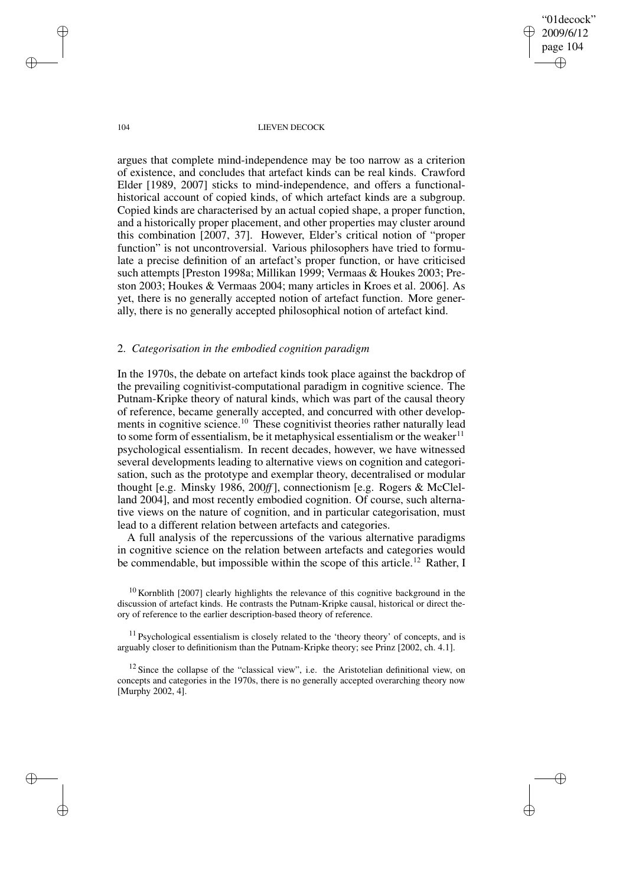argues that complete mind-independence may be too narrow as a criterion of existence, and concludes that artefact kinds can be real kinds. Crawford Elder [1989, 2007] sticks to mind-independence, and offers a functional-historical account of copied kinds, of which artefact kinds are a subgroup. Copied kinds are characterised by an actual copied shape, a proper function, and a historically proper placement, and other properties may cluster around this combination [2007, 37]. However, Elder's critical notion of "proper function" is not uncontroversial. Various philosophers have tried to formulate a precise definition of an artefact's proper function, or have criticised such attempts [Preston 1998a; Millikan 1999; Vermaas & Houkes 2003; Preston 2003; Houkes & Vermaas 2004; many articles in Kroes et al. 2006]. As yet, there is no generally accepted notion of artefact function. More generally, there is no generally accepted philosophical notion of artefact kind.

## 2. *Categorisation in the embodied cognition paradigm*

In the 1970s, the debate on artefact kinds took place against the backdrop of the prevailing cognitivist-computational paradigm in cognitive science. The Putnam-Kripke theory of natural kinds, which was part of the causal theory of reference, became generally accepted, and concurred with other developments in cognitive science.[10] These cognitivist theories rather naturally lead to some form of essentialism, be it metaphysical essentialism or the weaker[11] psychological essentialism. In recent decades, however, we have witnessed several developments leading to alternative views on cognition and categorisation, such as the prototype and exemplar theory, decentralised or modular thought [e.g. Minsky 1986, 200*ff*], connectionism [e.g. Rogers & McClelland 2004], and most recently embodied cognition. Of course, such alternative views on the nature of cognition, and in particular categorisation, must lead to a different relation between artefacts and categories.

A full analysis of the repercussions of the various alternative paradigms in cognitive science on the relation between artefacts and categories would be commendable, but impossible within the scope of this article.[12] Rather, I

[10] Kornblith [2007] clearly highlights the relevance of this cognitive background in the discussion of artefact kinds. He contrasts the Putnam-Kripke causal, historical or direct theory of reference to the earlier description-based theory of reference.

[11] Psychological essentialism is closely related to the 'theory theory' of concepts, and is arguably closer to definitionism than the Putnam-Kripke theory; see Prinz [2002, ch. 4.1].

[12] Since the collapse of the "classical view", i.e. the Aristotelian definitional view, on concepts and categories in the 1970s, there is no generally accepted overarching theory now [Murphy 2002, 4].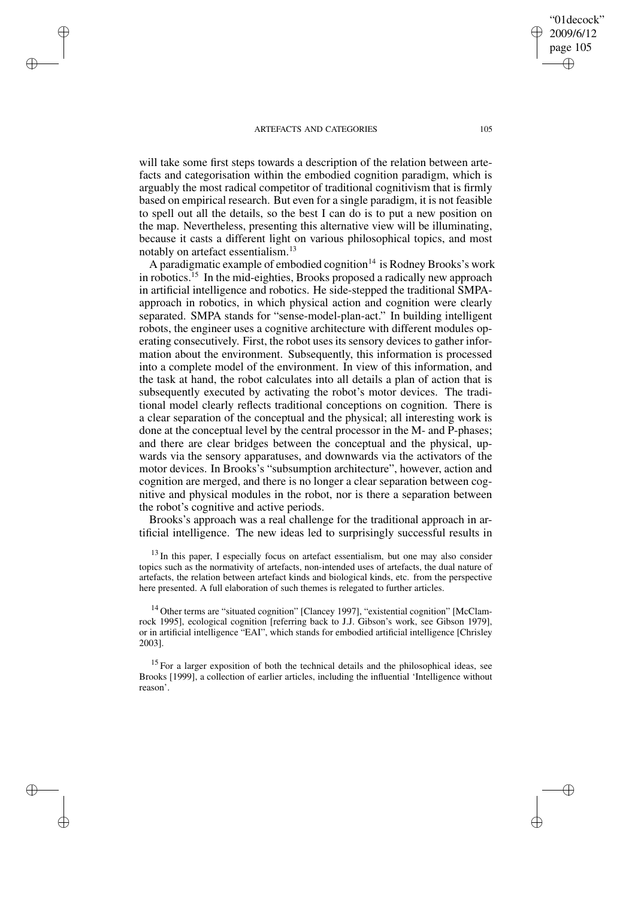will take some first steps towards a description of the relation between artefacts and categorisation within the embodied cognition paradigm, which is arguably the most radical competitor of traditional cognitivism that is firmly based on empirical research. But even for a single paradigm, it is not feasible to spell out all the details, so the best I can do is to put a new position on the map. Nevertheless, presenting this alternative view will be illuminating, because it casts a different light on various philosophical topics, and most notably on artefact essentialism.[13]

A paradigmatic example of embodied cognition[14] is Rodney Brooks's work in robotics.[15] In the mid-eighties, Brooks proposed a radically new approach in artificial intelligence and robotics. He side-stepped the traditional SMPA-approach in robotics, in which physical action and cognition were clearly separated. SMPA stands for "sense-model-plan-act." In building intelligent robots, the engineer uses a cognitive architecture with different modules operating consecutively. First, the robot uses its sensory devices to gather information about the environment. Subsequently, this information is processed into a complete model of the environment. In view of this information, and the task at hand, the robot calculates into all details a plan of action that is subsequently executed by activating the robot's motor devices. The traditional model clearly reflects traditional conceptions on cognition. There is a clear separation of the conceptual and the physical; all interesting work is done at the conceptual level by the central processor in the M- and P-phases; and there are clear bridges between the conceptual and the physical, upwards via the sensory apparatuses, and downwards via the activators of the motor devices. In Brooks's "subsumption architecture", however, action and cognition are merged, and there is no longer a clear separation between cognitive and physical modules in the robot, nor is there a separation between the robot's cognitive and active periods.

Brooks's approach was a real challenge for the traditional approach in artificial intelligence. The new ideas led to surprisingly successful results in

[13] In this paper, I especially focus on artefact essentialism, but one may also consider topics such as the normativity of artefacts, non-intended uses of artefacts, the dual nature of artefacts, the relation between artefact kinds and biological kinds, etc. from the perspective here presented. A full elaboration of such themes is relegated to further articles.

[14] Other terms are "situated cognition" [Clancey 1997], "existential cognition" [McClamrock 1995], ecological cognition [referring back to J.J. Gibson's work, see Gibson 1979], or in artificial intelligence "EAI", which stands for embodied artificial intelligence [Chrisley 2003].

[15] For a larger exposition of both the technical details and the philosophical ideas, see Brooks [1999], a collection of earlier articles, including the influential 'Intelligence without reason'.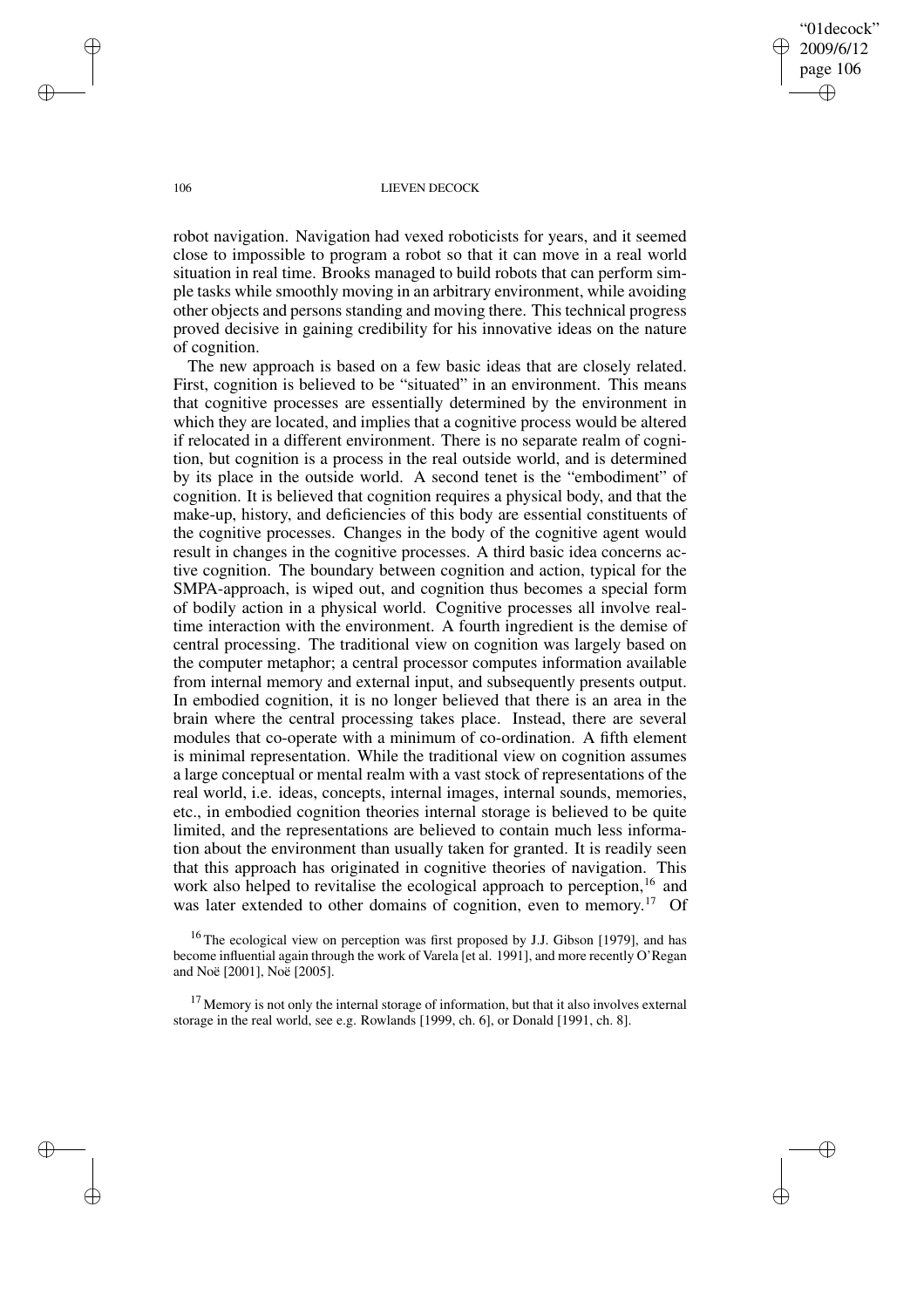robot navigation. Navigation had vexed roboticists for years, and it seemed close to impossible to program a robot so that it can move in a real world situation in real time. Brooks managed to build robots that can perform simple tasks while smoothly moving in an arbitrary environment, while avoiding other objects and persons standing and moving there. This technical progress proved decisive in gaining credibility for his innovative ideas on the nature of cognition.

The new approach is based on a few basic ideas that are closely related. First, cognition is believed to be "situated" in an environment. This means that cognitive processes are essentially determined by the environment in which they are located, and implies that a cognitive process would be altered if relocated in a different environment. There is no separate realm of cognition, but cognition is a process in the real outside world, and is determined by its place in the outside world. A second tenet is the "embodiment" of cognition. It is believed that cognition requires a physical body, and that the make-up, history, and deficiencies of this body are essential constituents of the cognitive processes. Changes in the body of the cognitive agent would result in changes in the cognitive processes. A third basic idea concerns active cognition. The boundary between cognition and action, typical for the SMPA-approach, is wiped out, and cognition thus becomes a special form of bodily action in a physical world. Cognitive processes all involve real-time interaction with the environment. A fourth ingredient is the demise of central processing. The traditional view on cognition was largely based on the computer metaphor; a central processor computes information available from internal memory and external input, and subsequently presents output. In embodied cognition, it is no longer believed that there is an area in the brain where the central processing takes place. Instead, there are several modules that co-operate with a minimum of co-ordination. A fifth element is minimal representation. While the traditional view on cognition assumes a large conceptual or mental realm with a vast stock of representations of the real world, i.e. ideas, concepts, internal images, internal sounds, memories, etc., in embodied cognition theories internal storage is believed to be quite limited, and the representations are believed to contain much less information about the environment than usually taken for granted. It is readily seen that this approach has originated in cognitive theories of navigation. This work also helped to revitalise the ecological approach to perception,[16] and was later extended to other domains of cognition, even to memory.[17] Of

[16] The ecological view on perception was first proposed by J.J. Gibson [1979], and has become influential again through the work of Varela [et al. 1991], and more recently O'Regan and Noë [2001], Noë [2005].

[17] Memory is not only the internal storage of information, but that it also involves external storage in the real world, see e.g. Rowlands [1999, ch. 6], or Donald [1991, ch. 8].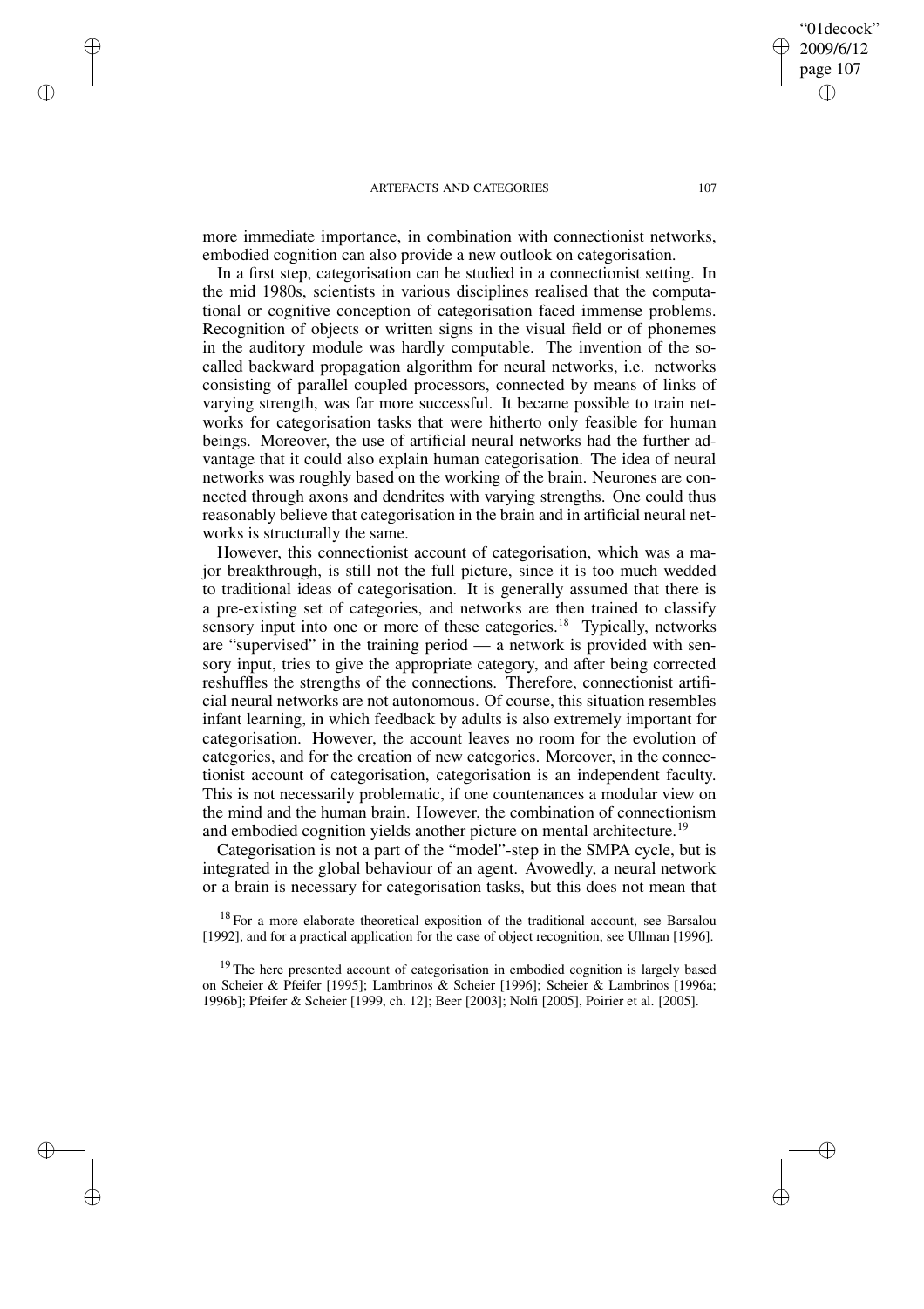more immediate importance, in combination with connectionist networks, embodied cognition can also provide a new outlook on categorisation.

In a first step, categorisation can be studied in a connectionist setting. In the mid 1980s, scientists in various disciplines realised that the computational or cognitive conception of categorisation faced immense problems. Recognition of objects or written signs in the visual field or of phonemes in the auditory module was hardly computable. The invention of the so-called backward propagation algorithm for neural networks, i.e. networks consisting of parallel coupled processors, connected by means of links of varying strength, was far more successful. It became possible to train networks for categorisation tasks that were hitherto only feasible for human beings. Moreover, the use of artificial neural networks had the further advantage that it could also explain human categorisation. The idea of neural networks was roughly based on the working of the brain. Neurones are connected through axons and dendrites with varying strengths. One could thus reasonably believe that categorisation in the brain and in artificial neural networks is structurally the same.

However, this connectionist account of categorisation, which was a major breakthrough, is still not the full picture, since it is too much wedded to traditional ideas of categorisation. It is generally assumed that there is a pre-existing set of categories, and networks are then trained to classify sensory input into one or more of these categories.[18] Typically, networks are "supervised" in the training period — a network is provided with sensory input, tries to give the appropriate category, and after being corrected reshuffles the strengths of the connections. Therefore, connectionist artificial neural networks are not autonomous. Of course, this situation resembles infant learning, in which feedback by adults is also extremely important for categorisation. However, the account leaves no room for the evolution of categories, and for the creation of new categories. Moreover, in the connectionist account of categorisation, categorisation is an independent faculty. This is not necessarily problematic, if one countenances a modular view on the mind and the human brain. However, the combination of connectionism and embodied cognition yields another picture on mental architecture.[19]

Categorisation is not a part of the "model"-step in the SMPA cycle, but is integrated in the global behaviour of an agent. Avowedly, a neural network or a brain is necessary for categorisation tasks, but this does not mean that

[18] For a more elaborate theoretical exposition of the traditional account, see Barsalou [1992], and for a practical application for the case of object recognition, see Ullman [1996].

[19] The here presented account of categorisation in embodied cognition is largely based on Scheier & Pfeifer [1995]; Lambrinos & Scheier [1996]; Scheier & Lambrinos [1996a; 1996b]; Pfeifer & Scheier [1999, ch. 12]; Beer [2003]; Nolfi [2005], Poirier et al. [2005].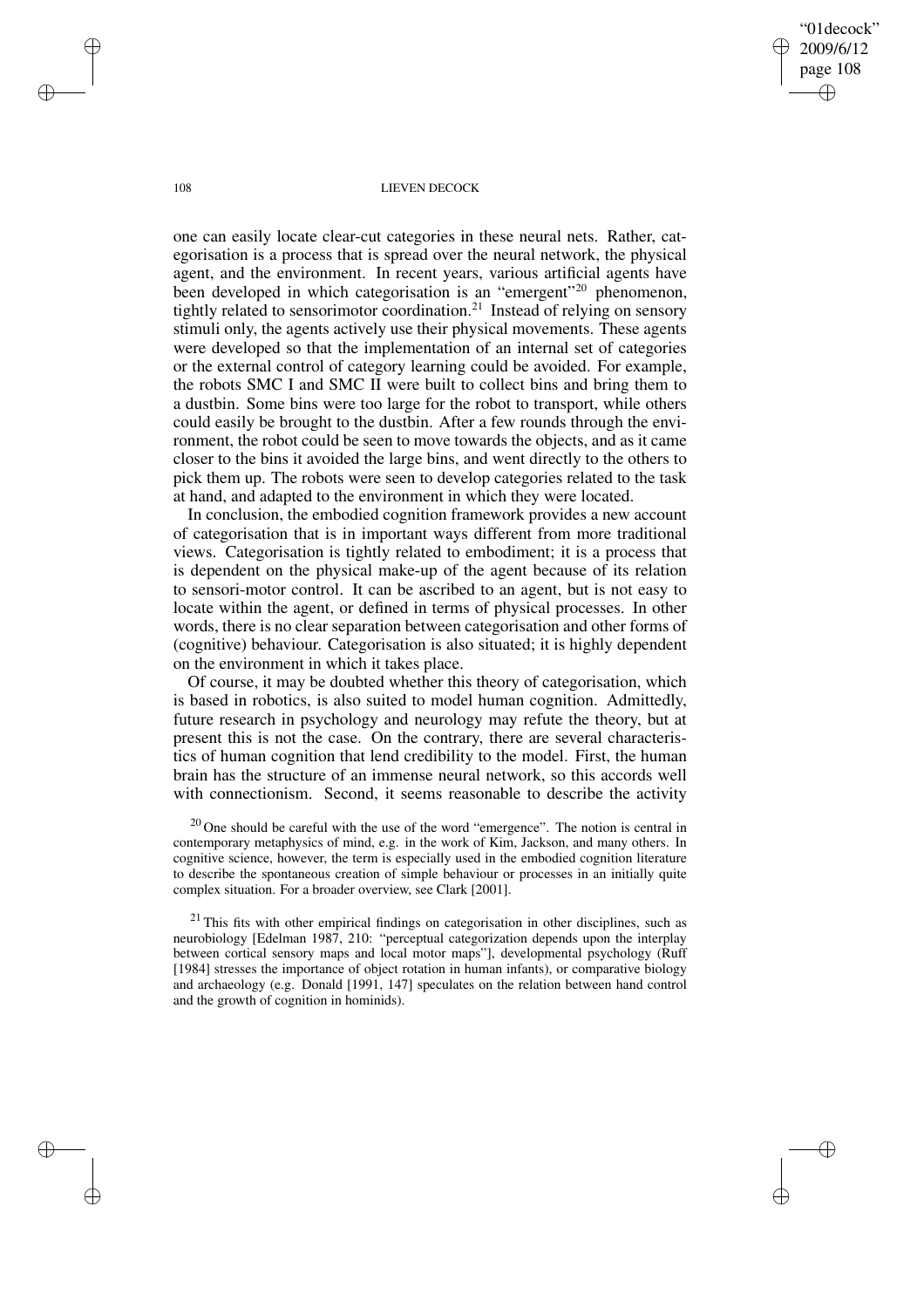one can easily locate clear-cut categories in these neural nets. Rather, categorisation is a process that is spread over the neural network, the physical agent, and the environment. In recent years, various artificial agents have been developed in which categorisation is an "emergent"[20] phenomenon, tightly related to sensorimotor coordination.[21] Instead of relying on sensory stimuli only, the agents actively use their physical movements. These agents were developed so that the implementation of an internal set of categories or the external control of category learning could be avoided. For example, the robots SMC I and SMC II were built to collect bins and bring them to a dustbin. Some bins were too large for the robot to transport, while others could easily be brought to the dustbin. After a few rounds through the environment, the robot could be seen to move towards the objects, and as it came closer to the bins it avoided the large bins, and went directly to the others to pick them up. The robots were seen to develop categories related to the task at hand, and adapted to the environment in which they were located.

In conclusion, the embodied cognition framework provides a new account of categorisation that is in important ways different from more traditional views. Categorisation is tightly related to embodiment; it is a process that is dependent on the physical make-up of the agent because of its relation to sensori-motor control. It can be ascribed to an agent, but is not easy to locate within the agent, or defined in terms of physical processes. In other words, there is no clear separation between categorisation and other forms of (cognitive) behaviour. Categorisation is also situated; it is highly dependent on the environment in which it takes place.

Of course, it may be doubted whether this theory of categorisation, which is based in robotics, is also suited to model human cognition. Admittedly, future research in psychology and neurology may refute the theory, but at present this is not the case. On the contrary, there are several characteristics of human cognition that lend credibility to the model. First, the human brain has the structure of an immense neural network, so this accords well with connectionism. Second, it seems reasonable to describe the activity

[20] One should be careful with the use of the word "emergence". The notion is central in contemporary metaphysics of mind, e.g. in the work of Kim, Jackson, and many others. In cognitive science, however, the term is especially used in the embodied cognition literature to describe the spontaneous creation of simple behaviour or processes in an initially quite complex situation. For a broader overview, see Clark [2001].

[21] This fits with other empirical findings on categorisation in other disciplines, such as neurobiology [Edelman 1987, 210: "perceptual categorization depends upon the interplay between cortical sensory maps and local motor maps"], developmental psychology (Ruff [1984] stresses the importance of object rotation in human infants), or comparative biology and archaeology (e.g. Donald [1991, 147] speculates on the relation between hand control and the growth of cognition in hominids).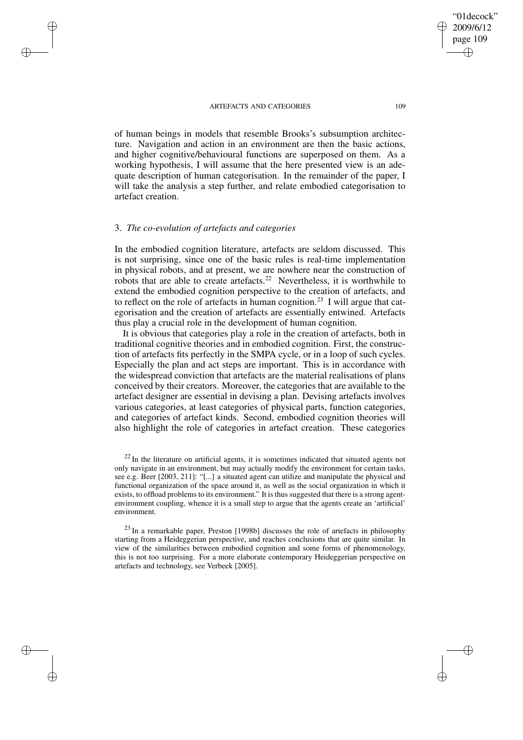of human beings in models that resemble Brooks's subsumption architecture. Navigation and action in an environment are then the basic actions, and higher cognitive/behavioural functions are superposed on them. As a working hypothesis, I will assume that the here presented view is an adequate description of human categorisation. In the remainder of the paper, I will take the analysis a step further, and relate embodied categorisation to artefact creation.

## 3. *The co-evolution of artefacts and categories*

In the embodied cognition literature, artefacts are seldom discussed. This is not surprising, since one of the basic rules is real-time implementation in physical robots, and at present, we are nowhere near the construction of robots that are able to create artefacts.[22] Nevertheless, it is worthwhile to extend the embodied cognition perspective to the creation of artefacts, and to reflect on the role of artefacts in human cognition.[23] I will argue that categorisation and the creation of artefacts are essentially entwined. Artefacts thus play a crucial role in the development of human cognition.

It is obvious that categories play a role in the creation of artefacts, both in traditional cognitive theories and in embodied cognition. First, the construction of artefacts fits perfectly in the SMPA cycle, or in a loop of such cycles. Especially the plan and act steps are important. This is in accordance with the widespread conviction that artefacts are the material realisations of plans conceived by their creators. Moreover, the categories that are available to the artefact designer are essential in devising a plan. Devising artefacts involves various categories, at least categories of physical parts, function categories, and categories of artefact kinds. Second, embodied cognition theories will also highlight the role of categories in artefact creation. These categories

[22] In the literature on artificial agents, it is sometimes indicated that situated agents not only navigate in an environment, but may actually modify the environment for certain tasks, see e.g. Beer [2003, 211]: "[...] a situated agent can utilize and manipulate the physical and functional organization of the space around it, as well as the social organization in which it exists, to offload problems to its environment." It is thus suggested that there is a strong agent-environment coupling, whence it is a small step to argue that the agents create an 'artificial' environment.

[23] In a remarkable paper, Preston [1998b] discusses the role of artefacts in philosophy starting from a Heideggerian perspective, and reaches conclusions that are quite similar. In view of the similarities between embodied cognition and some forms of phenomenology, this is not too surprising. For a more elaborate contemporary Heideggerian perspective on artefacts and technology, see Verbeek [2005].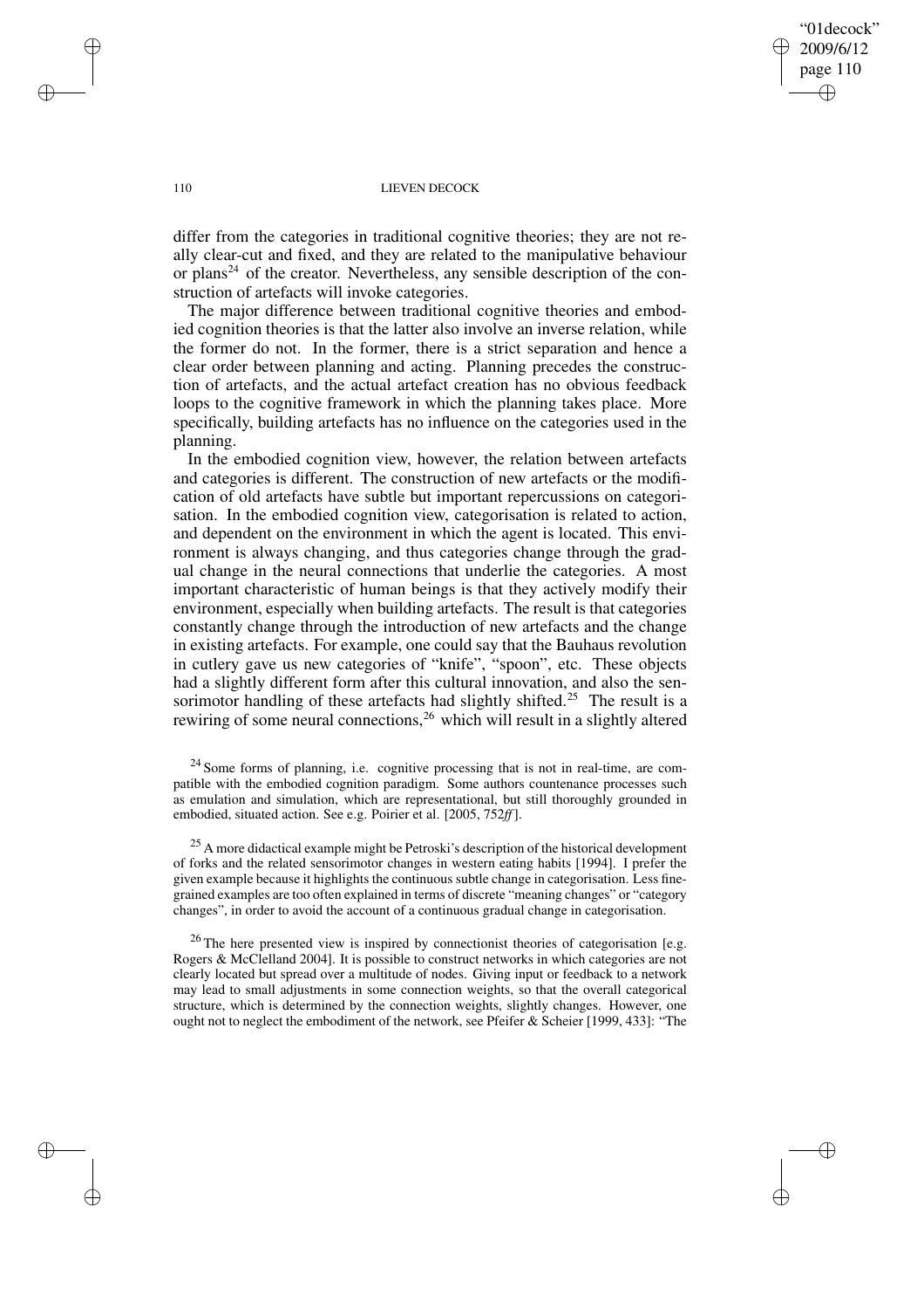differ from the categories in traditional cognitive theories; they are not really clear-cut and fixed, and they are related to the manipulative behaviour or plans[24] of the creator. Nevertheless, any sensible description of the construction of artefacts will invoke categories.

The major difference between traditional cognitive theories and embodied cognition theories is that the latter also involve an inverse relation, while the former do not. In the former, there is a strict separation and hence a clear order between planning and acting. Planning precedes the construction of artefacts, and the actual artefact creation has no obvious feedback loops to the cognitive framework in which the planning takes place. More specifically, building artefacts has no influence on the categories used in the planning.

In the embodied cognition view, however, the relation between artefacts and categories is different. The construction of new artefacts or the modification of old artefacts have subtle but important repercussions on categorisation. In the embodied cognition view, categorisation is related to action, and dependent on the environment in which the agent is located. This environment is always changing, and thus categories change through the gradual change in the neural connections that underlie the categories. A most important characteristic of human beings is that they actively modify their environment, especially when building artefacts. The result is that categories constantly change through the introduction of new artefacts and the change in existing artefacts. For example, one could say that the Bauhaus revolution in cutlery gave us new categories of "knife", "spoon", etc. These objects had a slightly different form after this cultural innovation, and also the sensorimotor handling of these artefacts had slightly shifted.[25] The result is a rewiring of some neural connections,[26] which will result in a slightly altered

[24] Some forms of planning, i.e. cognitive processing that is not in real-time, are compatible with the embodied cognition paradigm. Some authors countenance processes such as emulation and simulation, which are representational, but still thoroughly grounded in embodied, situated action. See e.g. Poirier et al. [2005, 752*ff*].

[25] A more didactical example might be Petroski's description of the historical development of forks and the related sensorimotor changes in western eating habits [1994]. I prefer the given example because it highlights the continuous subtle change in categorisation. Less fine-grained examples are too often explained in terms of discrete "meaning changes" or "category changes", in order to avoid the account of a continuous gradual change in categorisation.

[26] The here presented view is inspired by connectionist theories of categorisation [e.g. Rogers & McClelland 2004]. It is possible to construct networks in which categories are not clearly located but spread over a multitude of nodes. Giving input or feedback to a network may lead to small adjustments in some connection weights, so that the overall categorical structure, which is determined by the connection weights, slightly changes. However, one ought not to neglect the embodiment of the network, see Pfeifer & Scheier [1999, 433]: "The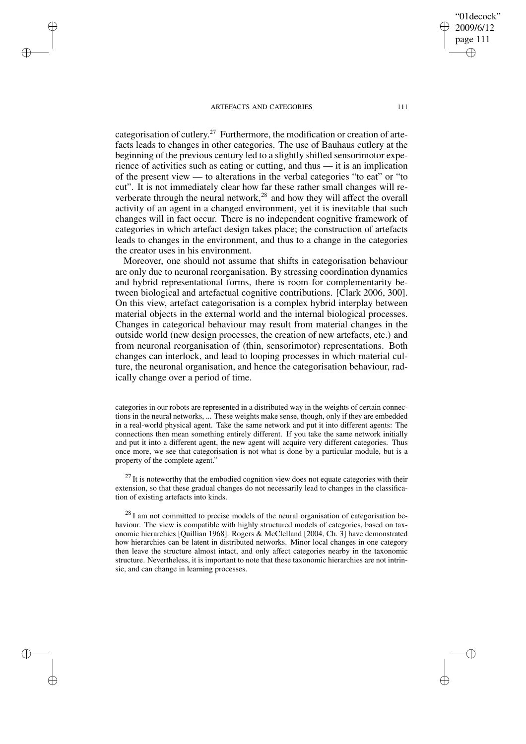categorisation of cutlery.[27] Furthermore, the modification or creation of artefacts leads to changes in other categories. The use of Bauhaus cutlery at the beginning of the previous century led to a slightly shifted sensorimotor experience of activities such as eating or cutting, and thus — it is an implication of the present view — to alterations in the verbal categories "to eat" or "to cut". It is not immediately clear how far these rather small changes will reverberate through the neural network,[28] and how they will affect the overall activity of an agent in a changed environment, yet it is inevitable that such changes will in fact occur. There is no independent cognitive framework of categories in which artefact design takes place; the construction of artefacts leads to changes in the environment, and thus to a change in the categories the creator uses in his environment.

Moreover, one should not assume that shifts in categorisation behaviour are only due to neuronal reorganisation. By stressing coordination dynamics and hybrid representational forms, there is room for complementarity between biological and artefactual cognitive contributions. [Clark 2006, 300]. On this view, artefact categorisation is a complex hybrid interplay between material objects in the external world and the internal biological processes. Changes in categorical behaviour may result from material changes in the outside world (new design processes, the creation of new artefacts, etc.) and from neuronal reorganisation of (thin, sensorimotor) representations. Both changes can interlock, and lead to looping processes in which material culture, the neuronal organisation, and hence the categorisation behaviour, radically change over a period of time.

categories in our robots are represented in a distributed way in the weights of certain connections in the neural networks, ... These weights make sense, though, only if they are embedded in a real-world physical agent. Take the same network and put it into different agents: The connections then mean something entirely different. If you take the same network initially and put it into a different agent, the new agent will acquire very different categories. Thus once more, we see that categorisation is not what is done by a particular module, but is a property of the complete agent."

[27] It is noteworthy that the embodied cognition view does not equate categories with their extension, so that these gradual changes do not necessarily lead to changes in the classification of existing artefacts into kinds.

[28] I am not committed to precise models of the neural organisation of categorisation behaviour. The view is compatible with highly structured models of categories, based on taxonomic hierarchies [Quillian 1968]. Rogers & McClelland [2004, Ch. 3] have demonstrated how hierarchies can be latent in distributed networks. Minor local changes in one category then leave the structure almost intact, and only affect categories nearby in the taxonomic structure. Nevertheless, it is important to note that these taxonomic hierarchies are not intrinsic, and can change in learning processes.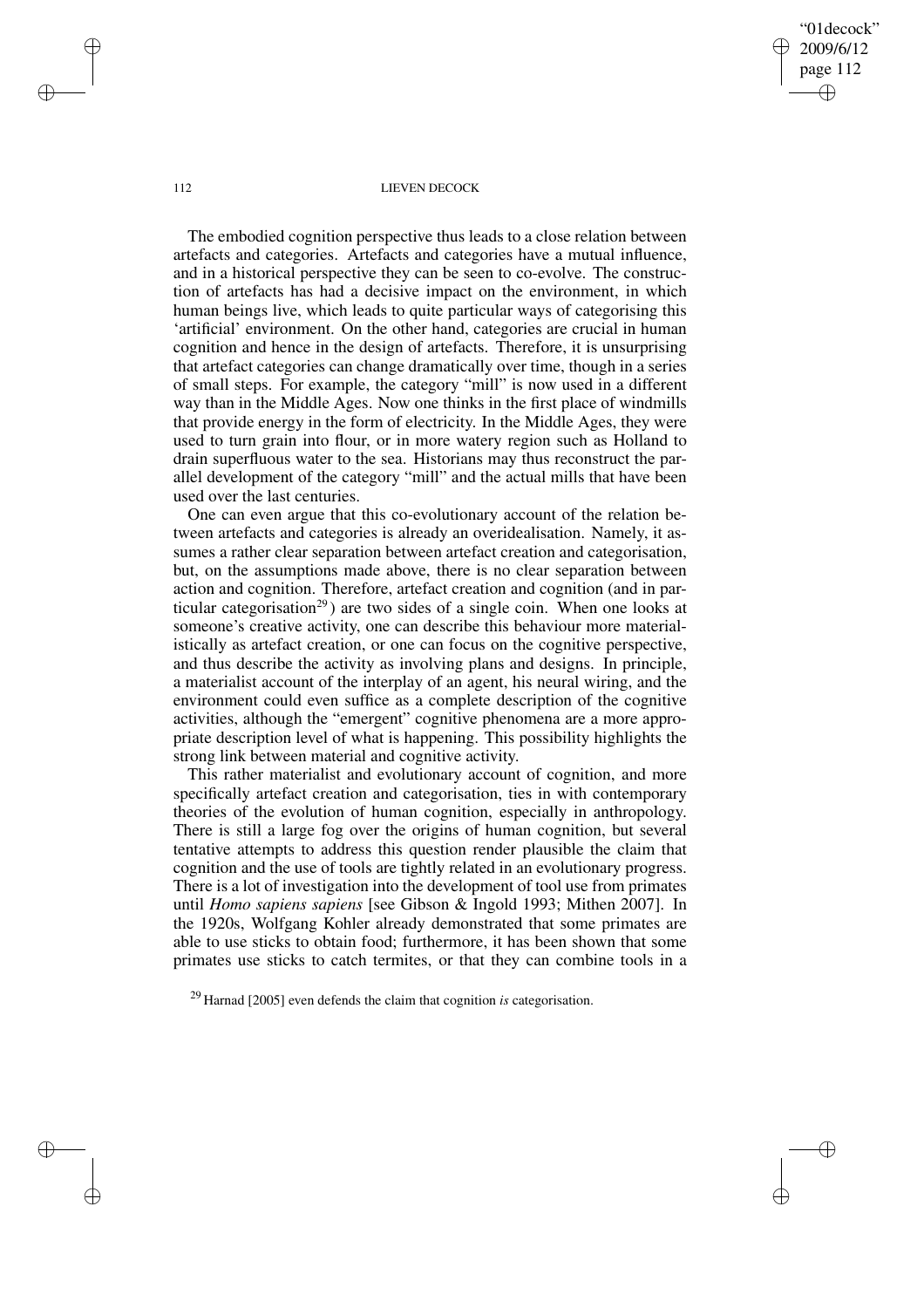The embodied cognition perspective thus leads to a close relation between artefacts and categories. Artefacts and categories have a mutual influence, and in a historical perspective they can be seen to co-evolve. The construction of artefacts has had a decisive impact on the environment, in which human beings live, which leads to quite particular ways of categorising this 'artificial' environment. On the other hand, categories are crucial in human cognition and hence in the design of artefacts. Therefore, it is unsurprising that artefact categories can change dramatically over time, though in a series of small steps. For example, the category "mill" is now used in a different way than in the Middle Ages. Now one thinks in the first place of windmills that provide energy in the form of electricity. In the Middle Ages, they were used to turn grain into flour, or in more watery region such as Holland to drain superfluous water to the sea. Historians may thus reconstruct the parallel development of the category "mill" and the actual mills that have been used over the last centuries.

One can even argue that this co-evolutionary account of the relation between artefacts and categories is already an overidealisation. Namely, it assumes a rather clear separation between artefact creation and categorisation, but, on the assumptions made above, there is no clear separation between action and cognition. Therefore, artefact creation and cognition (and in particular categorisation[29]) are two sides of a single coin. When one looks at someone's creative activity, one can describe this behaviour more materialistically as artefact creation, or one can focus on the cognitive perspective, and thus describe the activity as involving plans and designs. In principle, a materialist account of the interplay of an agent, his neural wiring, and the environment could even suffice as a complete description of the cognitive activities, although the "emergent" cognitive phenomena are a more appropriate description level of what is happening. This possibility highlights the strong link between material and cognitive activity.

This rather materialist and evolutionary account of cognition, and more specifically artefact creation and categorisation, ties in with contemporary theories of the evolution of human cognition, especially in anthropology. There is still a large fog over the origins of human cognition, but several tentative attempts to address this question render plausible the claim that cognition and the use of tools are tightly related in an evolutionary progress. There is a lot of investigation into the development of tool use from primates until *Homo sapiens sapiens* [see Gibson & Ingold 1993; Mithen 2007]. In the 1920s, Wolfgang Kohler already demonstrated that some primates are able to use sticks to obtain food; furthermore, it has been shown that some primates use sticks to catch termites, or that they can combine tools in a

[29] Harnad [2005] even defends the claim that cognition *is* categorisation.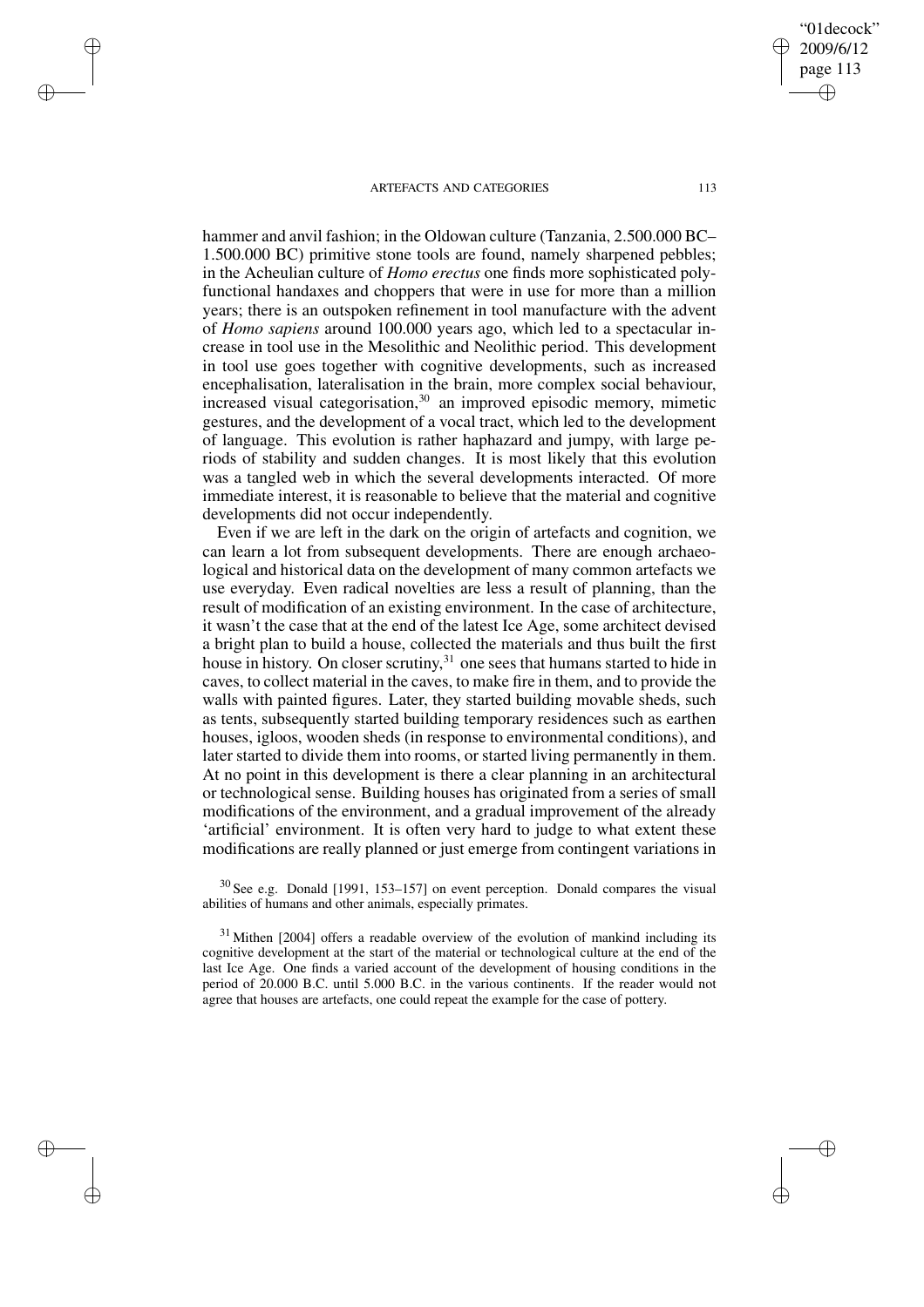hammer and anvil fashion; in the Oldowan culture (Tanzania, 2.500.000 BC–1.500.000 BC) primitive stone tools are found, namely sharpened pebbles; in the Acheulian culture of *Homo erectus* one finds more sophisticated polyfunctional handaxes and choppers that were in use for more than a million years; there is an outspoken refinement in tool manufacture with the advent of *Homo sapiens* around 100.000 years ago, which led to a spectacular increase in tool use in the Mesolithic and Neolithic period. This development in tool use goes together with cognitive developments, such as increased encephalisation, lateralisation in the brain, more complex social behaviour, increased visual categorisation,[30] an improved episodic memory, mimetic gestures, and the development of a vocal tract, which led to the development of language. This evolution is rather haphazard and jumpy, with large periods of stability and sudden changes. It is most likely that this evolution was a tangled web in which the several developments interacted. Of more immediate interest, it is reasonable to believe that the material and cognitive developments did not occur independently.

Even if we are left in the dark on the origin of artefacts and cognition, we can learn a lot from subsequent developments. There are enough archaeological and historical data on the development of many common artefacts we use everyday. Even radical novelties are less a result of planning, than the result of modification of an existing environment. In the case of architecture, it wasn't the case that at the end of the latest Ice Age, some architect devised a bright plan to build a house, collected the materials and thus built the first house in history. On closer scrutiny,[31] one sees that humans started to hide in caves, to collect material in the caves, to make fire in them, and to provide the walls with painted figures. Later, they started building movable sheds, such as tents, subsequently started building temporary residences such as earthen houses, igloos, wooden sheds (in response to environmental conditions), and later started to divide them into rooms, or started living permanently in them. At no point in this development is there a clear planning in an architectural or technological sense. Building houses has originated from a series of small modifications of the environment, and a gradual improvement of the already 'artificial' environment. It is often very hard to judge to what extent these modifications are really planned or just emerge from contingent variations in

[30] See e.g. Donald [1991, 153–157] on event perception. Donald compares the visual abilities of humans and other animals, especially primates.

[31] Mithen [2004] offers a readable overview of the evolution of mankind including its cognitive development at the start of the material or technological culture at the end of the last Ice Age. One finds a varied account of the development of housing conditions in the period of 20.000 B.C. until 5.000 B.C. in the various continents. If the reader would not agree that houses are artefacts, one could repeat the example for the case of pottery.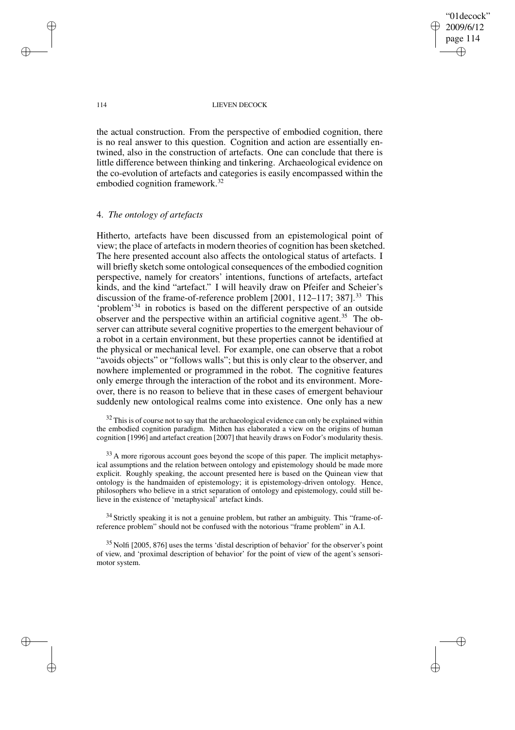the actual construction. From the perspective of embodied cognition, there is no real answer to this question. Cognition and action are essentially entwined, also in the construction of artefacts. One can conclude that there is little difference between thinking and tinkering. Archaeological evidence on the co-evolution of artefacts and categories is easily encompassed within the embodied cognition framework.[32]

## 4. *The ontology of artefacts*

Hitherto, artefacts have been discussed from an epistemological point of view; the place of artefacts in modern theories of cognition has been sketched. The here presented account also affects the ontological status of artefacts. I will briefly sketch some ontological consequences of the embodied cognition perspective, namely for creators' intentions, functions of artefacts, artefact kinds, and the kind "artefact." I will heavily draw on Pfeifer and Scheier's discussion of the frame-of-reference problem [2001, 112–117; 387].[33] This 'problem'[34] in robotics is based on the different perspective of an outside observer and the perspective within an artificial cognitive agent.[35] The observer can attribute several cognitive properties to the emergent behaviour of a robot in a certain environment, but these properties cannot be identified at the physical or mechanical level. For example, one can observe that a robot "avoids objects" or "follows walls"; but this is only clear to the observer, and nowhere implemented or programmed in the robot. The cognitive features only emerge through the interaction of the robot and its environment. Moreover, there is no reason to believe that in these cases of emergent behaviour suddenly new ontological realms come into existence. One only has a new

[32] This is of course not to say that the archaeological evidence can only be explained within the embodied cognition paradigm. Mithen has elaborated a view on the origins of human cognition [1996] and artefact creation [2007] that heavily draws on Fodor's modularity thesis.

[33] A more rigorous account goes beyond the scope of this paper. The implicit metaphysical assumptions and the relation between ontology and epistemology should be made more explicit. Roughly speaking, the account presented here is based on the Quinean view that ontology is the handmaiden of epistemology; it is epistemology-driven ontology. Hence, philosophers who believe in a strict separation of ontology and epistemology, could still believe in the existence of 'metaphysical' artefact kinds.

[34] Strictly speaking it is not a genuine problem, but rather an ambiguity. This "frame-of-reference problem" should not be confused with the notorious "frame problem" in A.I.

[35] Nolfi [2005, 876] uses the terms 'distal description of behavior' for the observer's point of view, and 'proximal description of behavior' for the point of view of the agent's sensorimotor system.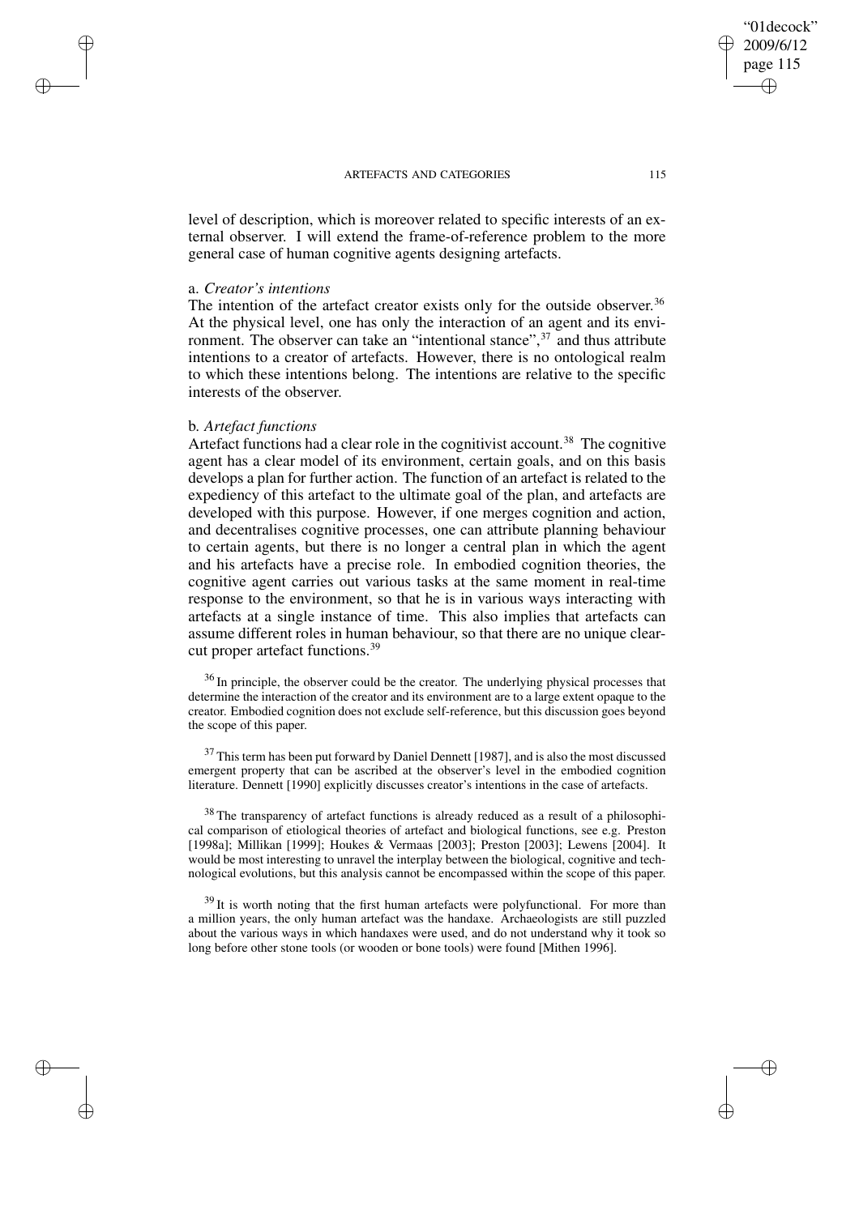level of description, which is moreover related to specific interests of an external observer. I will extend the frame-of-reference problem to the more general case of human cognitive agents designing artefacts.

a. *Creator's intentions*

The intention of the artefact creator exists only for the outside observer.[36] At the physical level, one has only the interaction of an agent and its environment. The observer can take an "intentional stance",[37] and thus attribute intentions to a creator of artefacts. However, there is no ontological realm to which these intentions belong. The intentions are relative to the specific interests of the observer.

b. *Artefact functions*

Artefact functions had a clear role in the cognitivist account.[38] The cognitive agent has a clear model of its environment, certain goals, and on this basis develops a plan for further action. The function of an artefact is related to the expediency of this artefact to the ultimate goal of the plan, and artefacts are developed with this purpose. However, if one merges cognition and action, and decentralises cognitive processes, one can attribute planning behaviour to certain agents, but there is no longer a central plan in which the agent and his artefacts have a precise role. In embodied cognition theories, the cognitive agent carries out various tasks at the same moment in real-time response to the environment, so that he is in various ways interacting with artefacts at a single instance of time. This also implies that artefacts can assume different roles in human behaviour, so that there are no unique clear-cut proper artefact functions.[39]

[36] In principle, the observer could be the creator. The underlying physical processes that determine the interaction of the creator and its environment are to a large extent opaque to the creator. Embodied cognition does not exclude self-reference, but this discussion goes beyond the scope of this paper.

[37] This term has been put forward by Daniel Dennett [1987], and is also the most discussed emergent property that can be ascribed at the observer's level in the embodied cognition literature. Dennett [1990] explicitly discusses creator's intentions in the case of artefacts.

[38] The transparency of artefact functions is already reduced as a result of a philosophical comparison of etiological theories of artefact and biological functions, see e.g. Preston [1998a]; Millikan [1999]; Houkes & Vermaas [2003]; Preston [2003]; Lewens [2004]. It would be most interesting to unravel the interplay between the biological, cognitive and technological evolutions, but this analysis cannot be encompassed within the scope of this paper.

[39] It is worth noting that the first human artefacts were polyfunctional. For more than a million years, the only human artefact was the handaxe. Archaeologists are still puzzled about the various ways in which handaxes were used, and do not understand why it took so long before other stone tools (or wooden or bone tools) were found [Mithen 1996].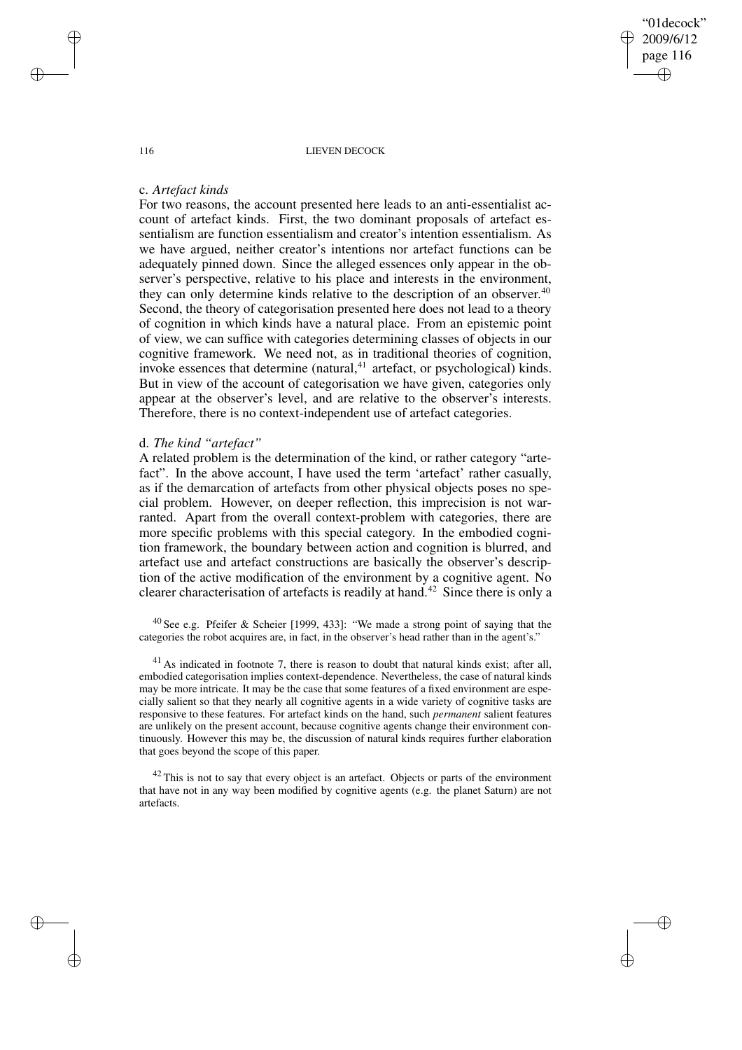c. *Artefact kinds*

For two reasons, the account presented here leads to an anti-essentialist account of artefact kinds. First, the two dominant proposals of artefact essentialism are function essentialism and creator's intention essentialism. As we have argued, neither creator's intentions nor artefact functions can be adequately pinned down. Since the alleged essences only appear in the observer's perspective, relative to his place and interests in the environment, they can only determine kinds relative to the description of an observer.[40] Second, the theory of categorisation presented here does not lead to a theory of cognition in which kinds have a natural place. From an epistemic point of view, we can suffice with categories determining classes of objects in our cognitive framework. We need not, as in traditional theories of cognition, invoke essences that determine (natural,[41] artefact, or psychological) kinds. But in view of the account of categorisation we have given, categories only appear at the observer's level, and are relative to the observer's interests. Therefore, there is no context-independent use of artefact categories.

d. *The kind "artefact"*

A related problem is the determination of the kind, or rather category "artefact". In the above account, I have used the term 'artefact' rather casually, as if the demarcation of artefacts from other physical objects poses no special problem. However, on deeper reflection, this imprecision is not warranted. Apart from the overall context-problem with categories, there are more specific problems with this special category. In the embodied cognition framework, the boundary between action and cognition is blurred, and artefact use and artefact constructions are basically the observer's description of the active modification of the environment by a cognitive agent. No clearer characterisation of artefacts is readily at hand.[42] Since there is only a

[40] See e.g. Pfeifer & Scheier [1999, 433]: "We made a strong point of saying that the categories the robot acquires are, in fact, in the observer's head rather than in the agent's."

[41] As indicated in footnote 7, there is reason to doubt that natural kinds exist; after all, embodied categorisation implies context-dependence. Nevertheless, the case of natural kinds may be more intricate. It may be the case that some features of a fixed environment are especially salient so that they nearly all cognitive agents in a wide variety of cognitive tasks are responsive to these features. For artefact kinds on the hand, such *permanent* salient features are unlikely on the present account, because cognitive agents change their environment continuously. However this may be, the discussion of natural kinds requires further elaboration that goes beyond the scope of this paper.

[42] This is not to say that every object is an artefact. Objects or parts of the environment that have not in any way been modified by cognitive agents (e.g. the planet Saturn) are not artefacts.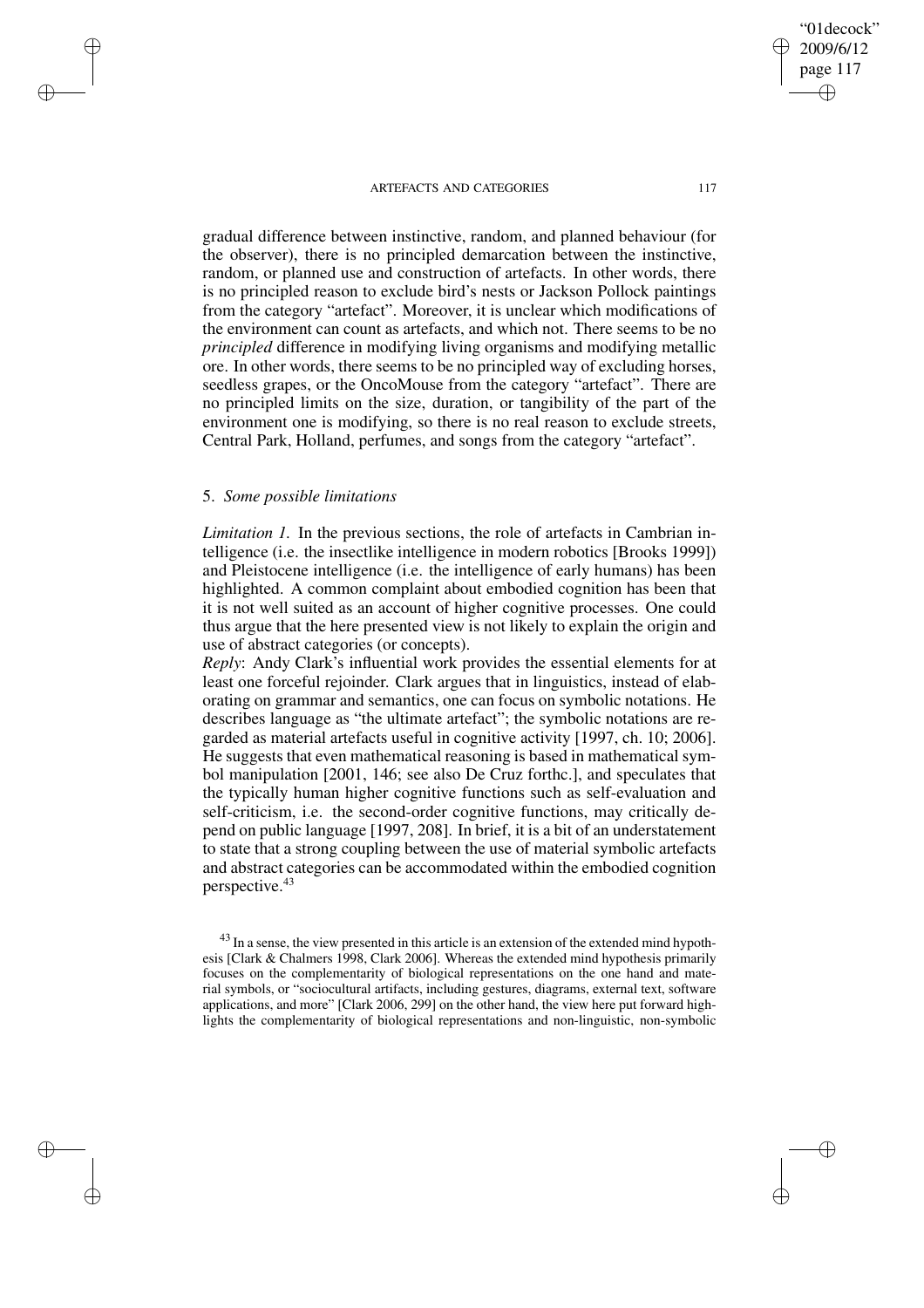gradual difference between instinctive, random, and planned behaviour (for the observer), there is no principled demarcation between the instinctive, random, or planned use and construction of artefacts. In other words, there is no principled reason to exclude bird's nests or Jackson Pollock paintings from the category "artefact". Moreover, it is unclear which modifications of the environment can count as artefacts, and which not. There seems to be no *principled* difference in modifying living organisms and modifying metallic ore. In other words, there seems to be no principled way of excluding horses, seedless grapes, or the OncoMouse from the category "artefact". There are no principled limits on the size, duration, or tangibility of the part of the environment one is modifying, so there is no real reason to exclude streets, Central Park, Holland, perfumes, and songs from the category "artefact".

## 5. *Some possible limitations*

*Limitation 1*. In the previous sections, the role of artefacts in Cambrian intelligence (i.e. the insectlike intelligence in modern robotics [Brooks 1999]) and Pleistocene intelligence (i.e. the intelligence of early humans) has been highlighted. A common complaint about embodied cognition has been that it is not well suited as an account of higher cognitive processes. One could thus argue that the here presented view is not likely to explain the origin and use of abstract categories (or concepts).

*Reply*: Andy Clark's influential work provides the essential elements for at least one forceful rejoinder. Clark argues that in linguistics, instead of elaborating on grammar and semantics, one can focus on symbolic notations. He describes language as "the ultimate artefact"; the symbolic notations are regarded as material artefacts useful in cognitive activity [1997, ch. 10; 2006]. He suggests that even mathematical reasoning is based in mathematical symbol manipulation [2001, 146; see also De Cruz forthc.], and speculates that the typically human higher cognitive functions such as self-evaluation and self-criticism, i.e. the second-order cognitive functions, may critically depend on public language [1997, 208]. In brief, it is a bit of an understatement to state that a strong coupling between the use of material symbolic artefacts and abstract categories can be accommodated within the embodied cognition perspective.[43]

[43] In a sense, the view presented in this article is an extension of the extended mind hypothesis [Clark & Chalmers 1998, Clark 2006]. Whereas the extended mind hypothesis primarily focuses on the complementarity of biological representations on the one hand and material symbols, or "sociocultural artifacts, including gestures, diagrams, external text, software applications, and more" [Clark 2006, 299] on the other hand, the view here put forward highlights the complementarity of biological representations and non-linguistic, non-symbolic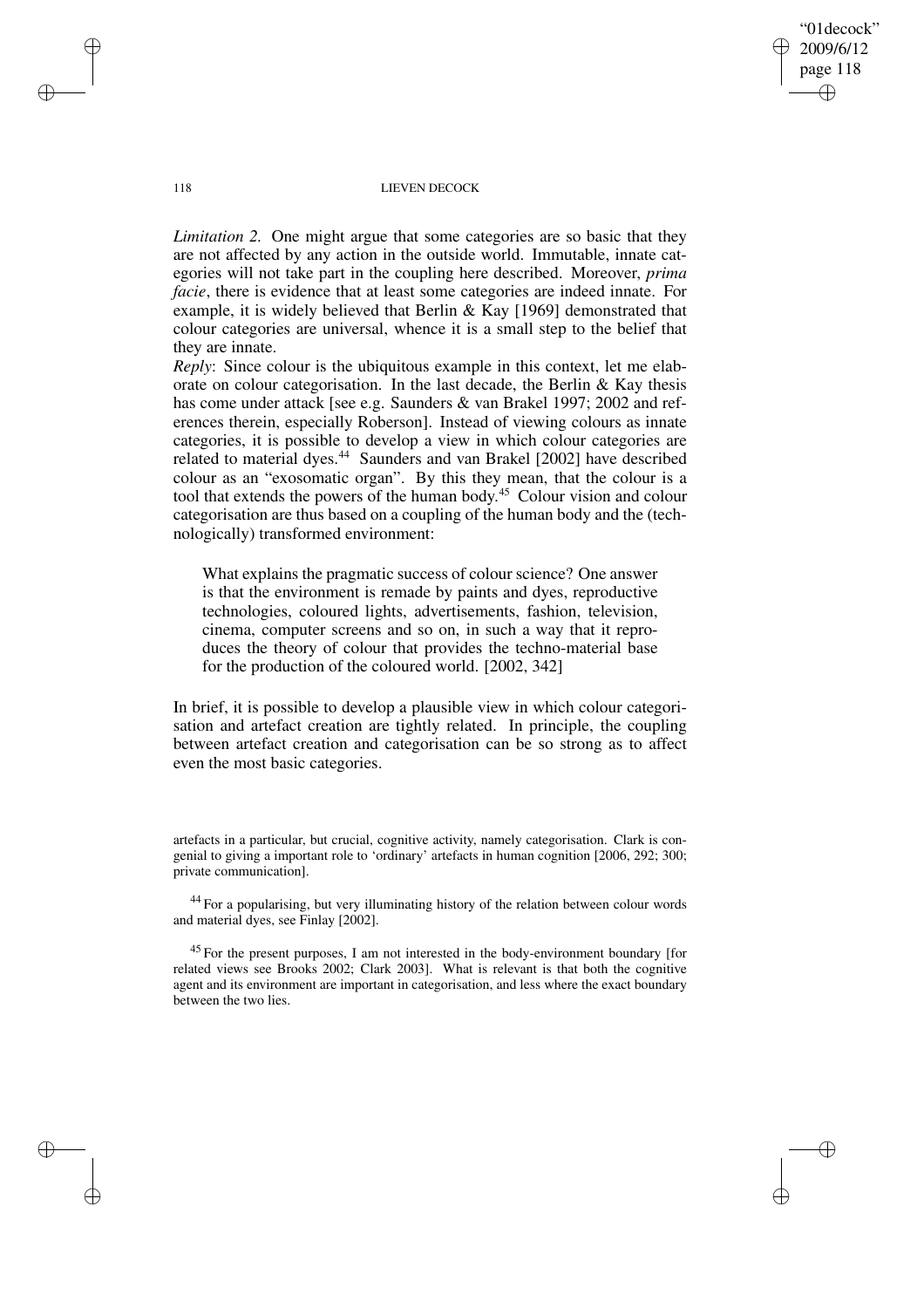*Limitation 2.* One might argue that some categories are so basic that they are not affected by any action in the outside world. Immutable, innate categories will not take part in the coupling here described. Moreover, *prima facie*, there is evidence that at least some categories are indeed innate. For example, it is widely believed that Berlin & Kay [1969] demonstrated that colour categories are universal, whence it is a small step to the belief that they are innate.

*Reply*: Since colour is the ubiquitous example in this context, let me elaborate on colour categorisation. In the last decade, the Berlin & Kay thesis has come under attack [see e.g. Saunders & van Brakel 1997; 2002 and references therein, especially Roberson]. Instead of viewing colours as innate categories, it is possible to develop a view in which colours categories are related to material dyes.[44] Saunders and van Brakel [2002] have described colour as an "exosomatic organ". By this they mean, that the colour is a tool that extends the powers of the human body.[45] Colour vision and colour categorisation are thus based on a coupling of the human body and the (technologically) transformed environment:

> What explains the pragmatic success of colour science? One answer is that the environment is remade by paints and dyes, reproductive technologies, coloured lights, advertisements, fashion, television, cinema, computer screens and so on, in such a way that it reproduces the theory of colour that provides the techno-material base for the production of the coloured world. [2002, 342]

In brief, it is possible to develop a plausible view in which colour categorisation and artefact creation are tightly related. In principle, the coupling between artefact creation and categorisation can be so strong as to affect even the most basic categories.

---

artefacts in a particular, but crucial, cognitive activity, namely categorisation. Clark is congenial to giving a important role to 'ordinary' artefacts in human cognition [2006, 292; 300; private communication].

[44] For a popularising, but very illuminating history of the relation between colour words and material dyes, see Finlay [2002].

[45] For the present purposes, I am not interested in the body-environment boundary [for related views see Brooks 2002; Clark 2003]. What is relevant is that both the cognitive agent and its environment are important in categorisation, and less where the exact boundary between the two lies.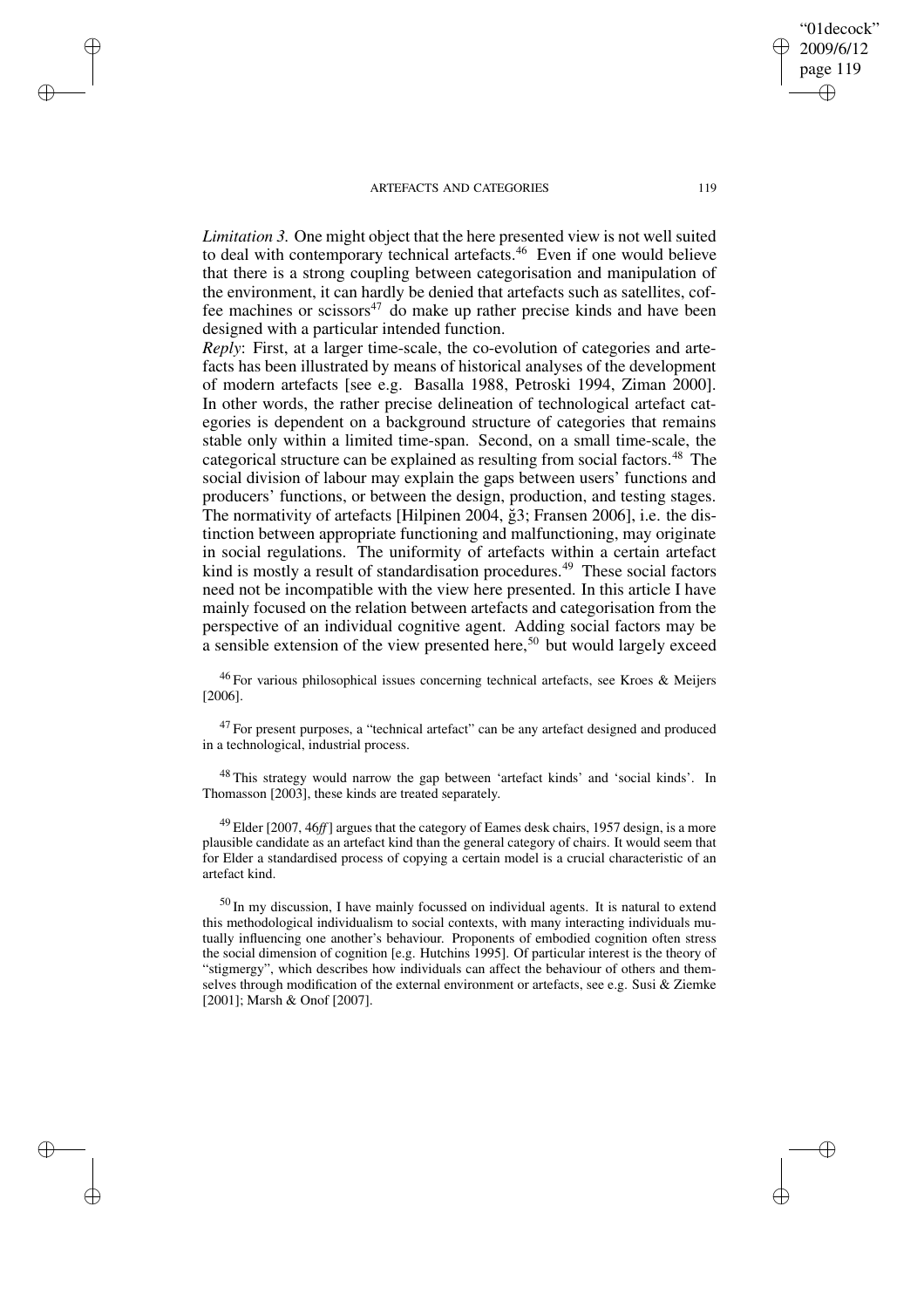*Limitation 3.* One might object that the here presented view is not well suited to deal with contemporary technical artefacts.[46] Even if one would believe that there is a strong coupling between categorisation and manipulation of the environment, it can hardly be denied that artefacts such as satellites, coffee machines or scissors[47] do make up rather precise kinds and have been designed with a particular intended function.

*Reply*: First, at a larger time-scale, the co-evolution of categories and artefacts has been illustrated by means of historical analyses of the development of modern artefacts [see e.g. Basalla 1988, Petroski 1994, Ziman 2000]. In other words, the rather precise delineation of technological artefact categories is dependent on a background structure of categories that remains stable only within a limited time-span. Second, on a small time-scale, the categorical structure can be explained as resulting from social factors.[48] The social division of labour may explain the gaps between users' functions and producers' functions, or between the design, production, and testing stages. The normativity of artefacts [Hilpinen 2004, ğ3; Fransen 2006], i.e. the distinction between appropriate functioning and malfunctioning, may originate in social regulations. The uniformity of artefacts within a certain artefact kind is mostly a result of standardisation procedures.[49] These social factors need not be incompatible with the view here presented. In this article I have mainly focused on the relation between artefacts and categorisation from the perspective of an individual cognitive agent. Adding social factors may be a sensible extension of the view presented here,[50] but would largely exceed

[46] For various philosophical issues concerning technical artefacts, see Kroes & Meijers [2006].

[47] For present purposes, a "technical artefact" can be any artefact designed and produced in a technological, industrial process.

[48] This strategy would narrow the gap between 'artefact kinds' and 'social kinds'. In Thomasson [2003], these kinds are treated separately.

[49] Elder [2007, 46*ff*] argues that the category of Eames desk chairs, 1957 design, is a more plausible candidate as an artefact kind than the general category of chairs. It would seem that for Elder a standardised process of copying a certain model is a crucial characteristic of an artefact kind.

[50] In my discussion, I have mainly focussed on individual agents. It is natural to extend this methodological individualism to social contexts, with many interacting individuals mutually influencing one another's behaviour. Proponents of embodied cognition often stress the social dimension of cognition [e.g. Hutchins 1995]. Of particular interest is the theory of "stigmergy", which describes how individuals can affect the behaviour of others and themselves through modification of the external environment or artefacts, see e.g. Susi & Ziemke [2001]; Marsh & Onof [2007].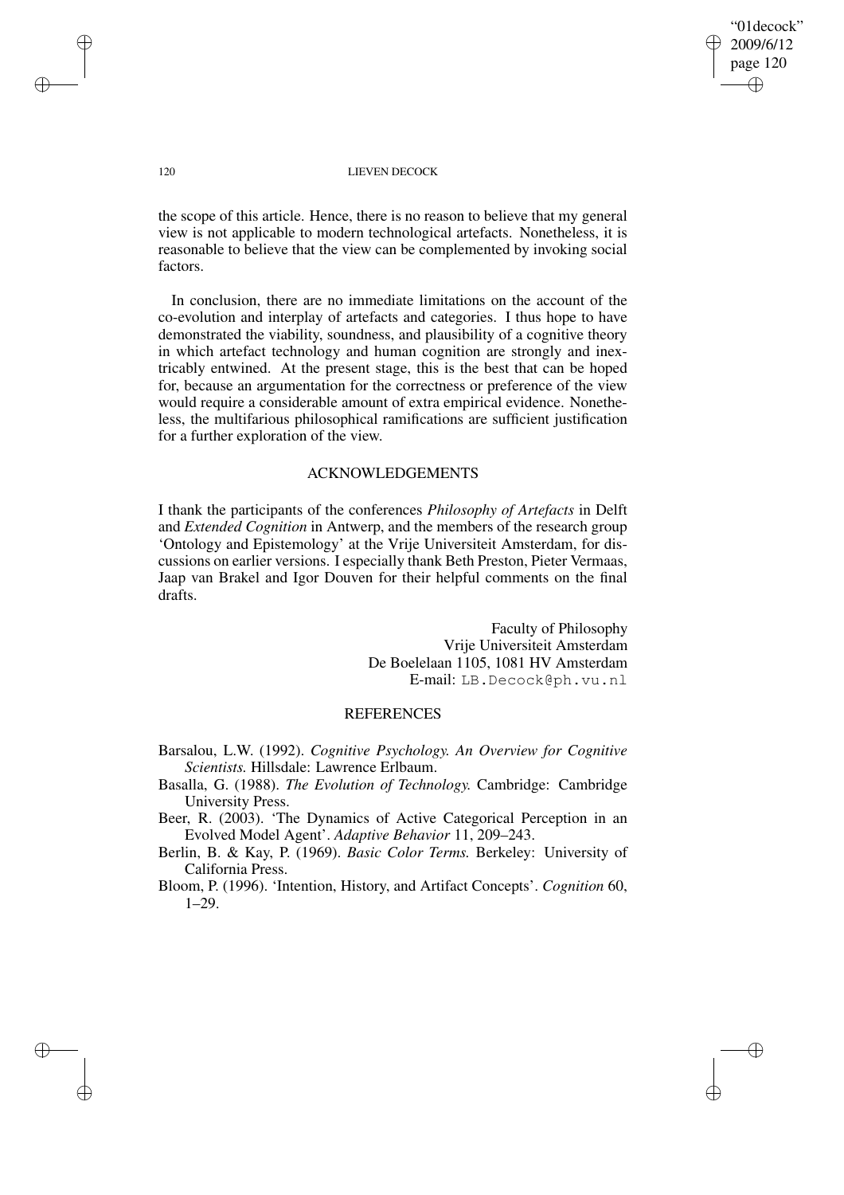the scope of this article. Hence, there is no reason to believe that my general view is not applicable to modern technological artefacts. Nonetheless, it is reasonable to believe that the view can be complemented by invoking social factors.

In conclusion, there are no immediate limitations on the account of the co-evolution and interplay of artefacts and categories. I thus hope to have demonstrated the viability, soundness, and plausibility of a cognitive theory in which artefact technology and human cognition are strongly and inextricably entwined. At the present stage, this is the best that can be hoped for, because an argumentation for the correctness or preference of the view would require a considerable amount of extra empirical evidence. Nonetheless, the multifarious philosophical ramifications are sufficient justification for a further exploration of the view.

## ACKNOWLEDGEMENTS

I thank the participants of the conferences *Philosophy of Artefacts* in Delft and *Extended Cognition* in Antwerp, and the members of the research group 'Ontology and Epistemology' at the Vrije Universiteit Amsterdam, for discussions on earlier versions. I especially thank Beth Preston, Pieter Vermaas, Jaap van Brakel and Igor Douven for their helpful comments on the final drafts.

Faculty of Philosophy
Vrije Universiteit Amsterdam
De Boelelaan 1105, 1081 HV Amsterdam
E-mail: LB.Decock@ph.vu.nl

## REFERENCES

Barsalou, L.W. (1992). *Cognitive Psychology. An Overview for Cognitive Scientists.* Hillsdale: Lawrence Erlbaum.

Basalla, G. (1988). *The Evolution of Technology.* Cambridge: Cambridge University Press.

Beer, R. (2003). 'The Dynamics of Active Categorical Perception in an Evolved Model Agent'. *Adaptive Behavior* 11, 209–243.

Berlin, B. & Kay, P. (1969). *Basic Color Terms.* Berkeley: University of California Press.

Bloom, P. (1996). 'Intention, History, and Artifact Concepts'. *Cognition* 60, 1–29.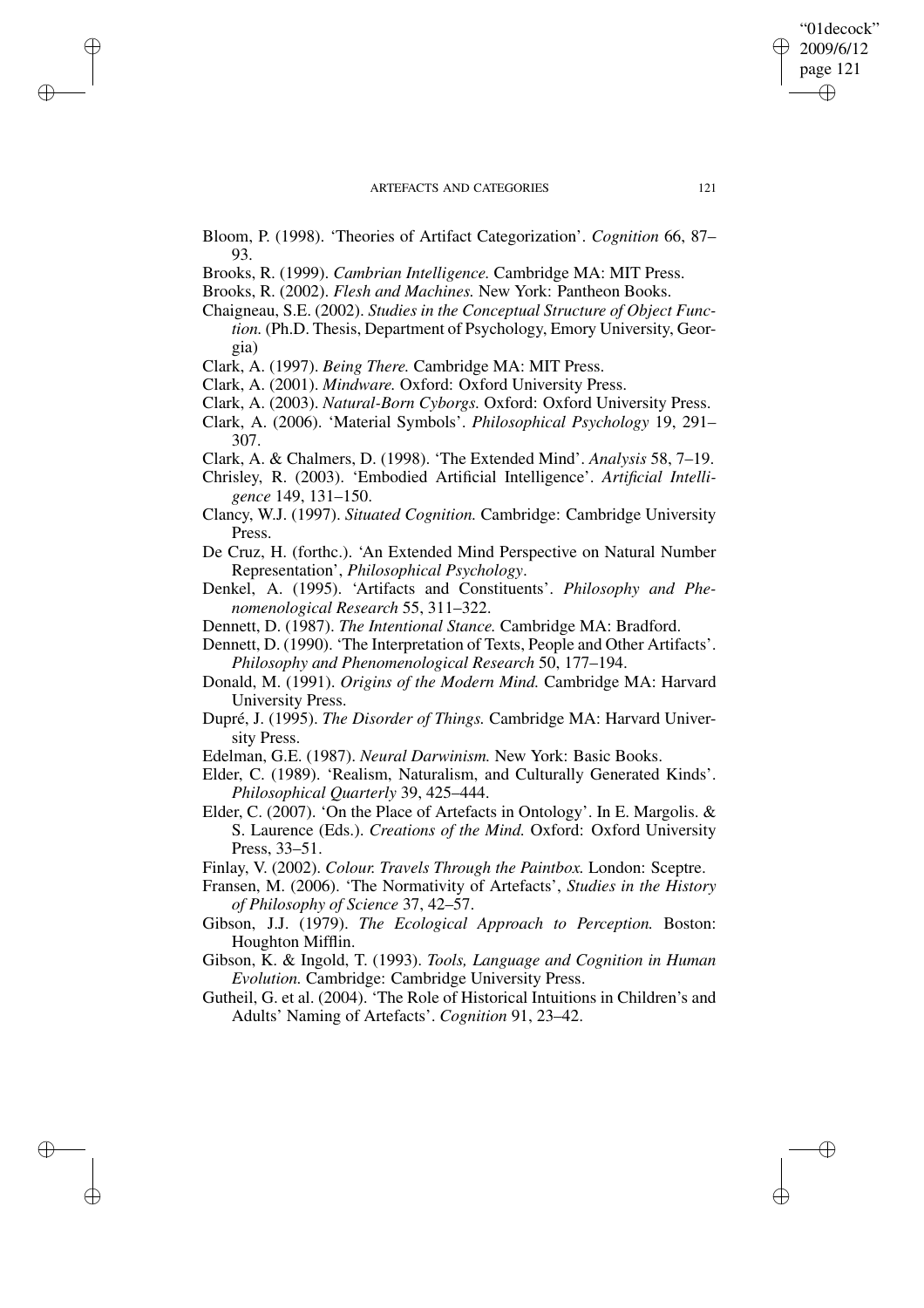Bloom, P. (1998). 'Theories of Artifact Categorization'. *Cognition* 66, 87–93.

Brooks, R. (1999). *Cambrian Intelligence.* Cambridge MA: MIT Press.

Brooks, R. (2002). *Flesh and Machines.* New York: Pantheon Books.

Chaigneau, S.E. (2002). *Studies in the Conceptual Structure of Object Function.* (Ph.D. Thesis, Department of Psychology, Emory University, Georgia)

Clark, A. (1997). *Being There.* Cambridge MA: MIT Press.

Clark, A. (2001). *Mindware.* Oxford: Oxford University Press.

Clark, A. (2003). *Natural-Born Cyborgs.* Oxford: Oxford University Press.

Clark, A. (2006). 'Material Symbols'. *Philosophical Psychology* 19, 291–307.

Clark, A. & Chalmers, D. (1998). 'The Extended Mind'. *Analysis* 58, 7–19.

Chrisley, R. (2003). 'Embodied Artificial Intelligence'. *Artificial Intelligence* 149, 131–150.

Clancy, W.J. (1997). *Situated Cognition.* Cambridge: Cambridge University Press.

De Cruz, H. (forthc.). 'An Extended Mind Perspective on Natural Number Representation', *Philosophical Psychology*.

Denkel, A. (1995). 'Artifacts and Constituents'. *Philosophy and Phenomenological Research* 55, 311–322.

Dennett, D. (1987). *The Intentional Stance.* Cambridge MA: Bradford.

Dennett, D. (1990). 'The Interpretation of Texts, People and Other Artifacts'. *Philosophy and Phenomenological Research* 50, 177–194.

Donald, M. (1991). *Origins of the Modern Mind.* Cambridge MA: Harvard University Press.

Dupré, J. (1995). *The Disorder of Things.* Cambridge MA: Harvard University Press.

Edelman, G.E. (1987). *Neural Darwinism.* New York: Basic Books.

Elder, C. (1989). 'Realism, Naturalism, and Culturally Generated Kinds'. *Philosophical Quarterly* 39, 425–444.

Elder, C. (2007). 'On the Place of Artefacts in Ontology'. In E. Margolis. & S. Laurence (Eds.). *Creations of the Mind.* Oxford: Oxford University Press, 33–51.

Finlay, V. (2002). *Colour. Travels Through the Paintbox.* London: Sceptre.

Fransen, M. (2006). 'The Normativity of Artefacts', *Studies in the History of Philosophy of Science* 37, 42–57.

Gibson, J.J. (1979). *The Ecological Approach to Perception.* Boston: Houghton Mifflin.

Gibson, K. & Ingold, T. (1993). *Tools, Language and Cognition in Human Evolution.* Cambridge: Cambridge University Press.

Gutheil, G. et al. (2004). 'The Role of Historical Intuitions in Children's and Adults' Naming of Artefacts'. *Cognition* 91, 23–42.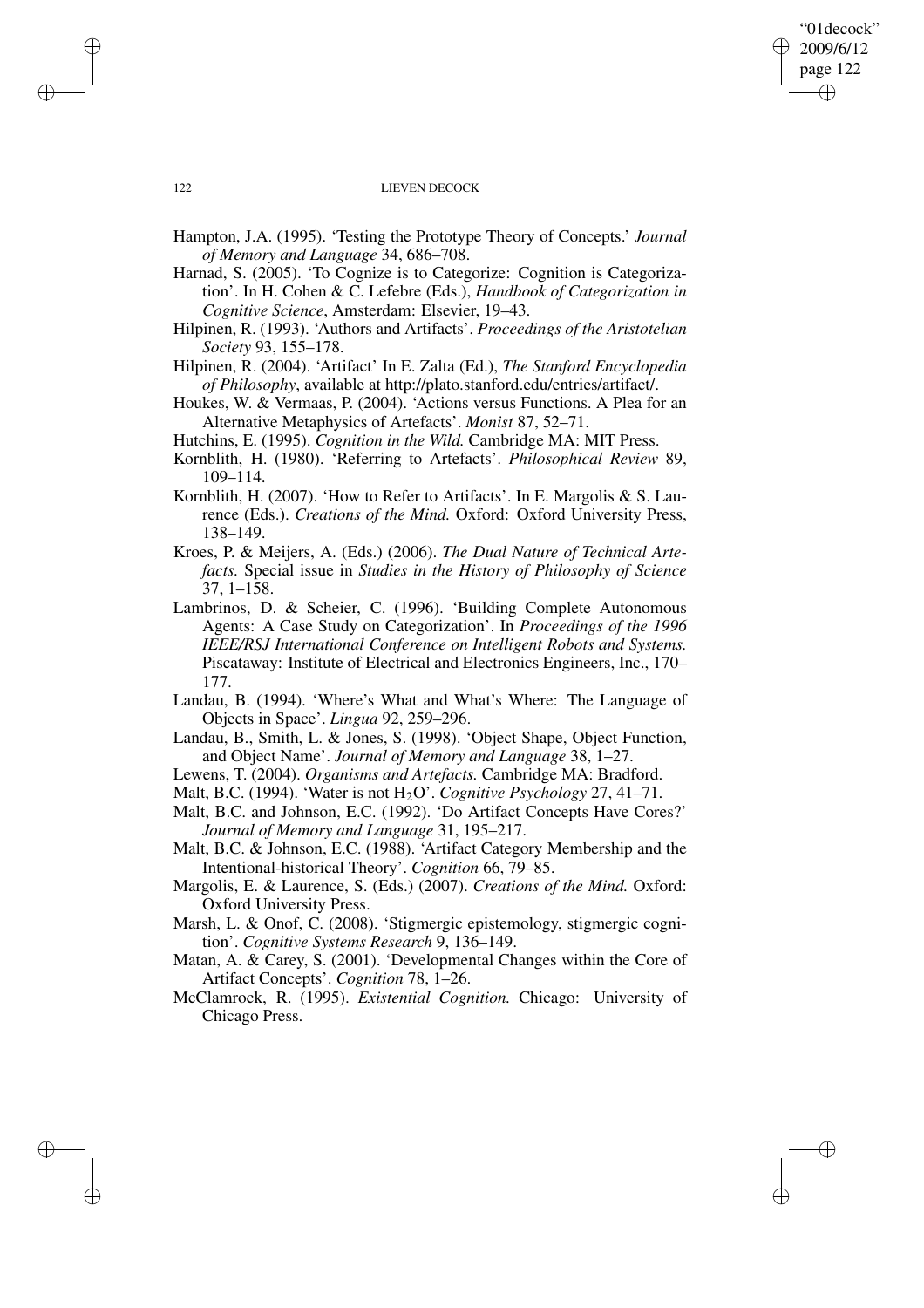Hampton, J.A. (1995). 'Testing the Prototype Theory of Concepts.' *Journal of Memory and Language* 34, 686–708.

Harnad, S. (2005). 'To Cognize is to Categorize: Cognition is Categorization'. In H. Cohen & C. Lefebre (Eds.), *Handbook of Categorization in Cognitive Science*, Amsterdam: Elsevier, 19–43.

Hilpinen, R. (1993). 'Authors and Artifacts'. *Proceedings of the Aristotelian Society* 93, 155–178.

Hilpinen, R. (2004). 'Artifact' In E. Zalta (Ed.), *The Stanford Encyclopedia of Philosophy*, available at http://plato.stanford.edu/entries/artifact/.

Houkes, W. & Vermaas, P. (2004). 'Actions versus Functions. A Plea for an Alternative Metaphysics of Artefacts'. *Monist* 87, 52–71.

Hutchins, E. (1995). *Cognition in the Wild.* Cambridge MA: MIT Press.

Kornblith, H. (1980). 'Referring to Artefacts'. *Philosophical Review* 89, 109–114.

Kornblith, H. (2007). 'How to Refer to Artifacts'. In E. Margolis & S. Laurence (Eds.). *Creations of the Mind.* Oxford: Oxford University Press, 138–149.

Kroes, P. & Meijers, A. (Eds.) (2006). *The Dual Nature of Technical Artefacts.* Special issue in *Studies in the History of Philosophy of Science* 37, 1–158.

Lambrinos, D. & Scheier, C. (1996). 'Building Complete Autonomous Agents: A Case Study on Categorization'. In *Proceedings of the 1996 IEEE/RSJ International Conference on Intelligent Robots and Systems.* Piscataway: Institute of Electrical and Electronics Engineers, Inc., 170–177.

Landau, B. (1994). 'Where's What and What's Where: The Language of Objects in Space'. *Lingua* 92, 259–296.

Landau, B., Smith, L. & Jones, S. (1998). 'Object Shape, Object Function, and Object Name'. *Journal of Memory and Language* 38, 1–27.

Lewens, T. (2004). *Organisms and Artefacts.* Cambridge MA: Bradford.

Malt, B.C. (1994). 'Water is not $H_2O$'. *Cognitive Psychology* 27, 41–71.

Malt, B.C. and Johnson, E.C. (1992). 'Do Artifact Concepts Have Cores?' *Journal of Memory and Language* 31, 195–217.

Malt, B.C. & Johnson, E.C. (1988). 'Artifact Category Membership and the Intentional-historical Theory'. *Cognition* 66, 79–85.

Margolis, E. & Laurence, S. (Eds.) (2007). *Creations of the Mind.* Oxford: Oxford University Press.

Marsh, L. & Onof, C. (2008). 'Stigmergic epistemology, stigmergic cognition'. *Cognitive Systems Research* 9, 136–149.

Matan, A. & Carey, S. (2001). 'Developmental Changes within the Core of Artifact Concepts'. *Cognition* 78, 1–26.

McClamrock, R. (1995). *Existential Cognition.* Chicago: University of Chicago Press.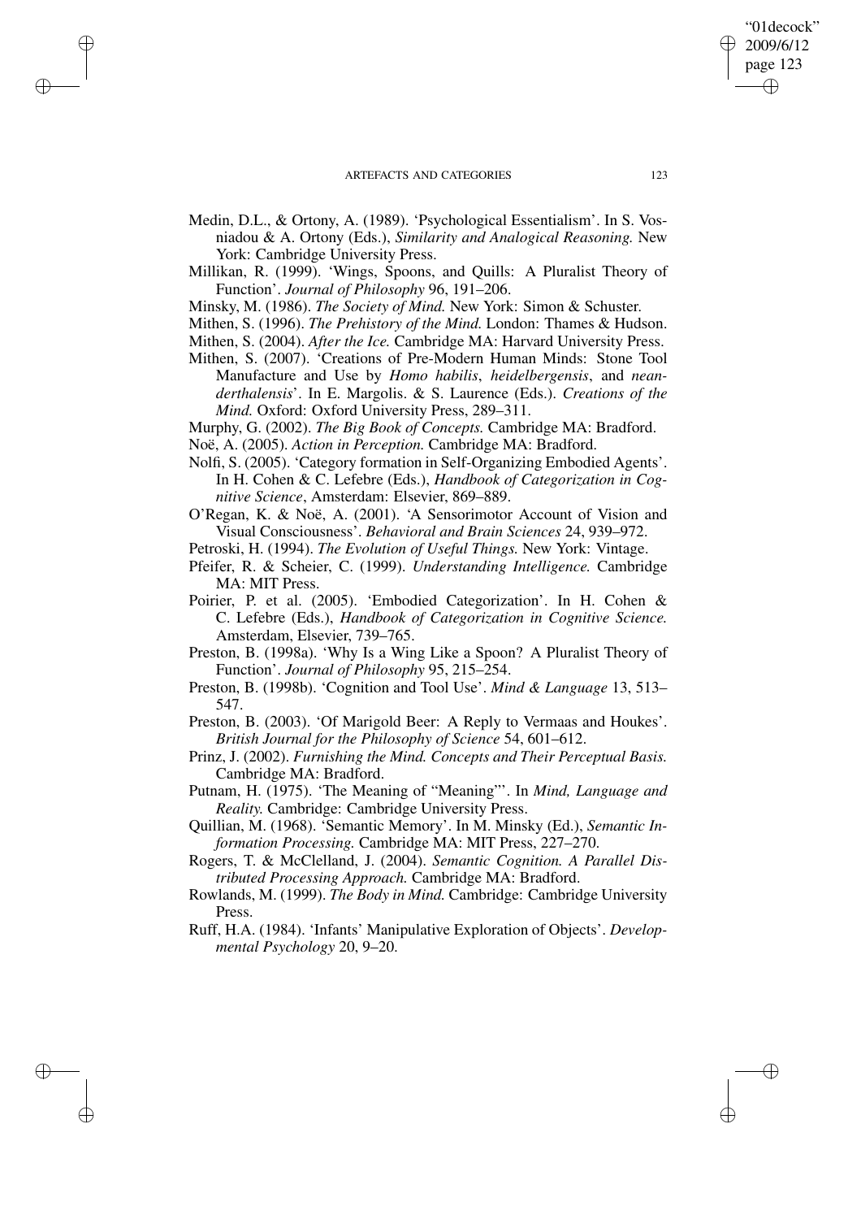Medin, D.L., & Ortony, A. (1989). 'Psychological Essentialism'. In S. Vosniadou & A. Ortony (Eds.), *Similarity and Analogical Reasoning.* New York: Cambridge University Press.

Millikan, R. (1999). 'Wings, Spoons, and Quills: A Pluralist Theory of Function'. *Journal of Philosophy* 96, 191–206.

Minsky, M. (1986). *The Society of Mind.* New York: Simon & Schuster.

Mithen, S. (1996). *The Prehistory of the Mind.* London: Thames & Hudson.

Mithen, S. (2004). *After the Ice.* Cambridge MA: Harvard University Press.

Mithen, S. (2007). 'Creations of Pre-Modern Human Minds: Stone Tool Manufacture and Use by *Homo habilis*, *heidelbergensis*, and *neanderthalensis*'. In E. Margolis. & S. Laurence (Eds.). *Creations of the Mind.* Oxford: Oxford University Press, 289–311.

Murphy, G. (2002). *The Big Book of Concepts.* Cambridge MA: Bradford.

Noë, A. (2005). *Action in Perception.* Cambridge MA: Bradford.

Nolfi, S. (2005). 'Category formation in Self-Organizing Embodied Agents'. In H. Cohen & C. Lefebre (Eds.), *Handbook of Categorization in Cognitive Science*, Amsterdam: Elsevier, 869–889.

O'Regan, K. & Noë, A. (2001). 'A Sensorimotor Account of Vision and Visual Consciousness'. *Behavioral and Brain Sciences* 24, 939–972.

Petroski, H. (1994). *The Evolution of Useful Things.* New York: Vintage.

Pfeifer, R. & Scheier, C. (1999). *Understanding Intelligence.* Cambridge MA: MIT Press.

Poirier, P. et al. (2005). 'Embodied Categorization'. In H. Cohen & C. Lefebre (Eds.), *Handbook of Categorization in Cognitive Science.* Amsterdam, Elsevier, 739–765.

Preston, B. (1998a). 'Why Is a Wing Like a Spoon? A Pluralist Theory of Function'. *Journal of Philosophy* 95, 215–254.

Preston, B. (1998b). 'Cognition and Tool Use'. *Mind & Language* 13, 513–547.

Preston, B. (2003). 'Of Marigold Beer: A Reply to Vermaas and Houkes'. *British Journal for the Philosophy of Science* 54, 601–612.

Prinz, J. (2002). *Furnishing the Mind. Concepts and Their Perceptual Basis.* Cambridge MA: Bradford.

Putnam, H. (1975). 'The Meaning of "Meaning"'. In *Mind, Language and Reality.* Cambridge: Cambridge University Press.

Quillian, M. (1968). 'Semantic Memory'. In M. Minsky (Ed.), *Semantic Information Processing.* Cambridge MA: MIT Press, 227–270.

Rogers, T. & McClelland, J. (2004). *Semantic Cognition. A Parallel Distributed Processing Approach.* Cambridge MA: Bradford.

Rowlands, M. (1999). *The Body in Mind.* Cambridge: Cambridge University Press.

Ruff, H.A. (1984). 'Infants' Manipulative Exploration of Objects'. *Developmental Psychology* 20, 9–20.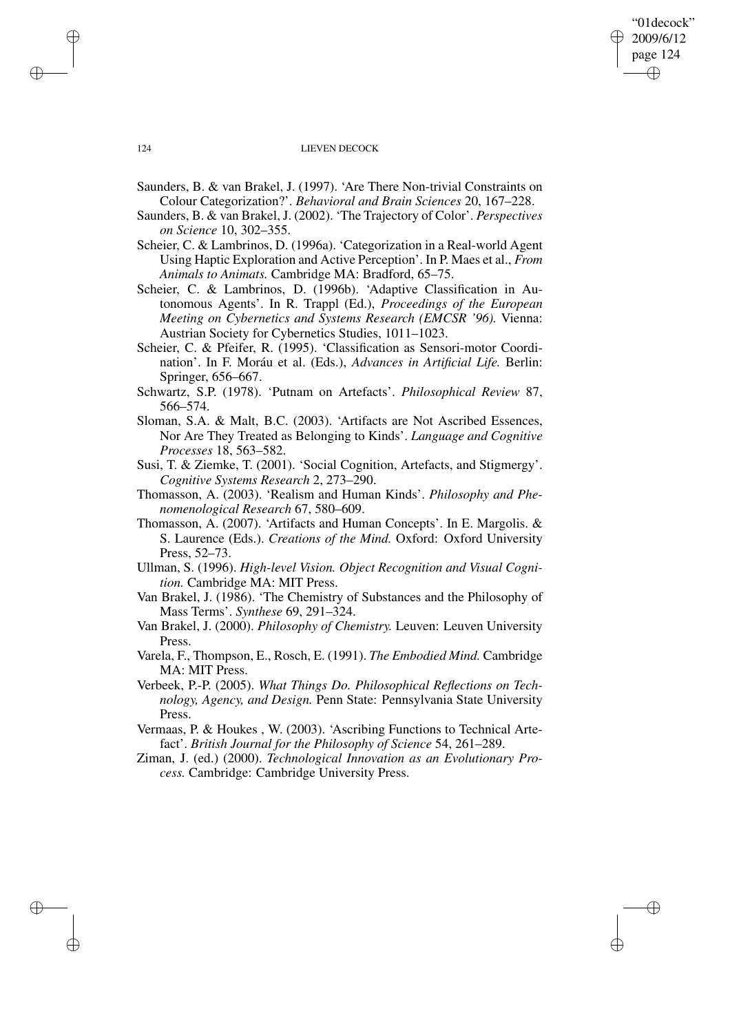Saunders, B. & van Brakel, J. (1997). 'Are There Non-trivial Constraints on Colour Categorization?'. *Behavioral and Brain Sciences* 20, 167–228.

Saunders, B. & van Brakel, J. (2002). 'The Trajectory of Color'. *Perspectives on Science* 10, 302–355.

Scheier, C. & Lambrinos, D. (1996a). 'Categorization in a Real-world Agent Using Haptic Exploration and Active Perception'. In P. Maes et al., *From Animals to Animats.* Cambridge MA: Bradford, 65–75.

Scheier, C. & Lambrinos, D. (1996b). 'Adaptive Classification in Autonomous Agents'. In R. Trappl (Ed.), *Proceedings of the European Meeting on Cybernetics and Systems Research (EMCSR '96).* Vienna: Austrian Society for Cybernetics Studies, 1011–1023.

Scheier, C. & Pfeifer, R. (1995). 'Classification as Sensori-motor Coordination'. In F. Moráu et al. (Eds.), *Advances in Artificial Life.* Berlin: Springer, 656–667.

Schwartz, S.P. (1978). 'Putnam on Artefacts'. *Philosophical Review* 87, 566–574.

Sloman, S.A. & Malt, B.C. (2003). 'Artifacts are Not Ascribed Essences, Nor Are They Treated as Belonging to Kinds'. *Language and Cognitive Processes* 18, 563–582.

Susi, T. & Ziemke, T. (2001). 'Social Cognition, Artefacts, and Stigmergy'. *Cognitive Systems Research* 2, 273–290.

Thomasson, A. (2003). 'Realism and Human Kinds'. *Philosophy and Phenomenological Research* 67, 580–609.

Thomasson, A. (2007). 'Artifacts and Human Concepts'. In E. Margolis. & S. Laurence (Eds.). *Creations of the Mind.* Oxford: Oxford University Press, 52–73.

Ullman, S. (1996). *High-level Vision. Object Recognition and Visual Cognition.* Cambridge MA: MIT Press.

Van Brakel, J. (1986). 'The Chemistry of Substances and the Philosophy of Mass Terms'. *Synthese* 69, 291–324.

Van Brakel, J. (2000). *Philosophy of Chemistry.* Leuven: Leuven University Press.

Varela, F., Thompson, E., Rosch, E. (1991). *The Embodied Mind.* Cambridge MA: MIT Press.

Verbeek, P.-P. (2005). *What Things Do. Philosophical Reflections on Technology, Agency, and Design.* Penn State: Pennsylvania State University Press.

Vermaas, P. & Houkes , W. (2003). 'Ascribing Functions to Technical Artefact'. *British Journal for the Philosophy of Science* 54, 261–289.

Ziman, J. (ed.) (2000). *Technological Innovation as an Evolutionary Process.* Cambridge: Cambridge University Press.